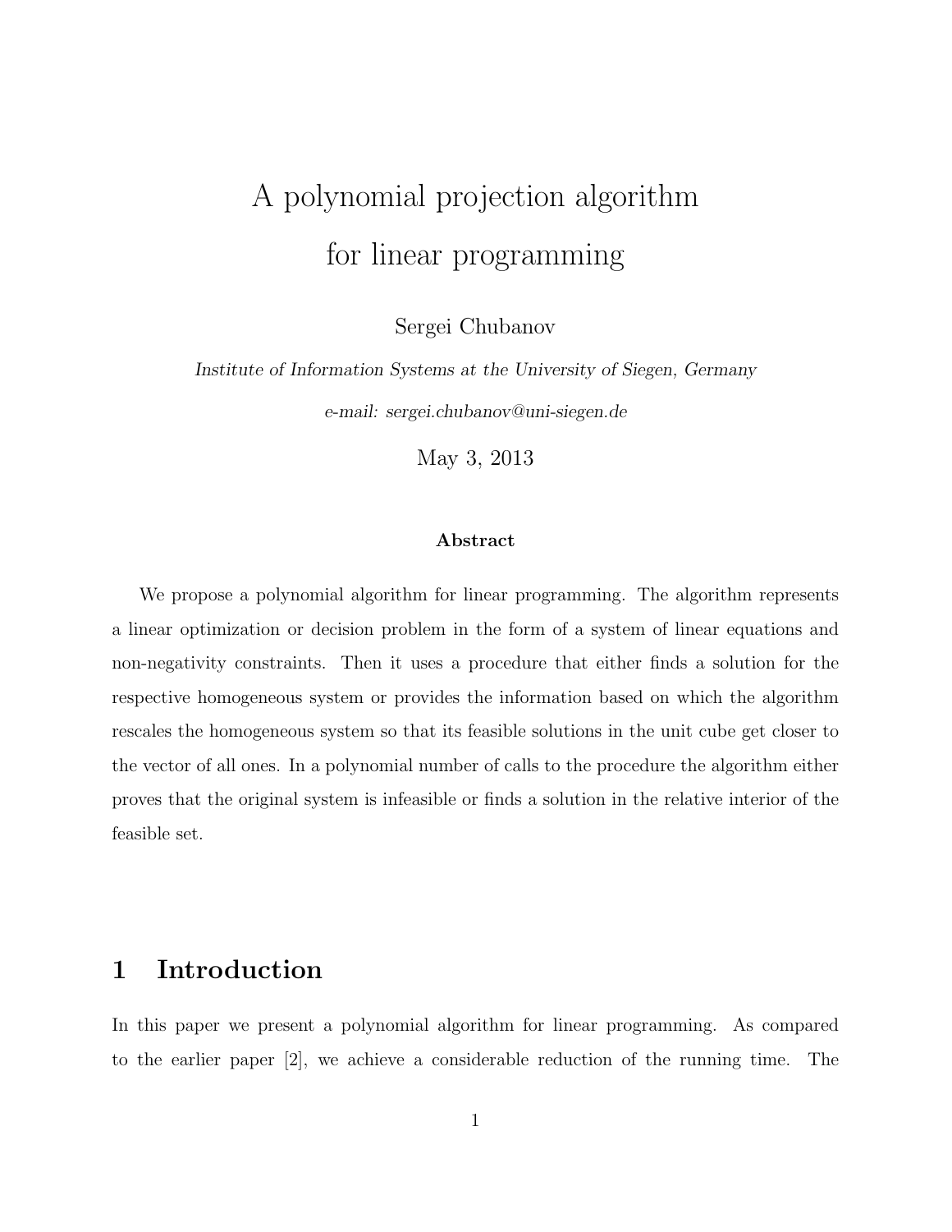# A polynomial projection algorithm for linear programming

Sergei Chubanov

*Institute of Information Systems at the University of Siegen, Germany*

*e-mail: sergei.chubanov@uni-siegen.de*

May 3, 2013

**Abstract**

We propose a polynomial algorithm for linear programming. The algorithm represents a linear optimization or decision problem in the form of a system of linear equations and non-negativity constraints. Then it uses a procedure that either finds a solution for the respective homogeneous system or provides the information based on which the algorithm rescales the homogeneous system so that its feasible solutions in the unit cube get closer to the vector of all ones. In a polynomial number of calls to the procedure the algorithm either proves that the original system is infeasible or finds a solution in the relative interior of the feasible set.

## 1 Introduction

In this paper we present a polynomial algorithm for linear programming. As compared to the earlier paper [2], we achieve a considerable reduction of the running time. The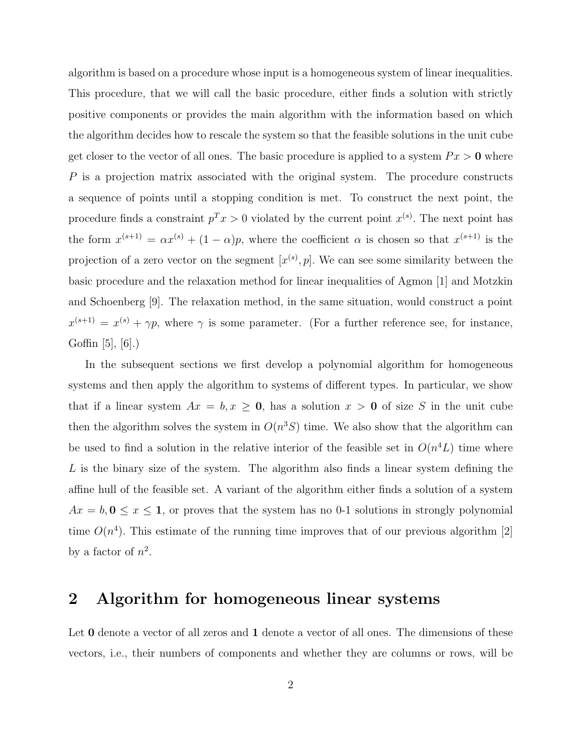algorithm is based on a procedure whose input is a homogeneous system of linear inequalities. This procedure, that we will call the basic procedure, either finds a solution with strictly positive components or provides the main algorithm with the information based on which the algorithm decides how to rescale the system so that the feasible solutions in the unit cube get closer to the vector of all ones. The basic procedure is applied to a system $Px > \mathbf{0}$ where $P$ is a projection matrix associated with the original system. The procedure constructs a sequence of points until a stopping condition is met. To construct the next point, the procedure finds a constraint $p^T x > 0$ violated by the current point $x^{(s)}$. The next point has the form $x^{(s+1)} = \alpha x^{(s)} + (1 - \alpha)p$, where the coefficient $\alpha$ is chosen so that $x^{(s+1)}$ is the projection of a zero vector on the segment $[x^{(s)}, p]$. We can see some similarity between the basic procedure and the relaxation method for linear inequalities of Agmon [1] and Motzkin and Schoenberg [9]. The relaxation method, in the same situation, would construct a point $x^{(s+1)} = x^{(s)} + \gamma p$, where $\gamma$ is some parameter. (For a further reference see, for instance, Goffin [5], [6].)

In the subsequent sections we first develop a polynomial algorithm for homogeneous systems and then apply the algorithm to systems of different types. In particular, we show that if a linear system $Ax = b, x \geq \mathbf{0}$, has a solution $x > \mathbf{0}$ of size $S$ in the unit cube then the algorithm solves the system in $O(n^3 S)$ time. We also show that the algorithm can be used to find a solution in the relative interior of the feasible set in $O(n^4 L)$ time where $L$ is the binary size of the system. The algorithm also finds a linear system defining the affine hull of the feasible set. A variant of the algorithm either finds a solution of a system $Ax = b, \mathbf{0} \leq x \leq \mathbf{1}$, or proves that the system has no 0-1 solutions in strongly polynomial time $O(n^4)$. This estimate of the running time improves that of our previous algorithm [2] by a factor of $n^2$.

## 2 Algorithm for homogeneous linear systems

Let $\mathbf{0}$ denote a vector of all zeros and $\mathbf{1}$ denote a vector of all ones. The dimensions of these vectors, i.e., their numbers of components and whether they are columns or rows, will be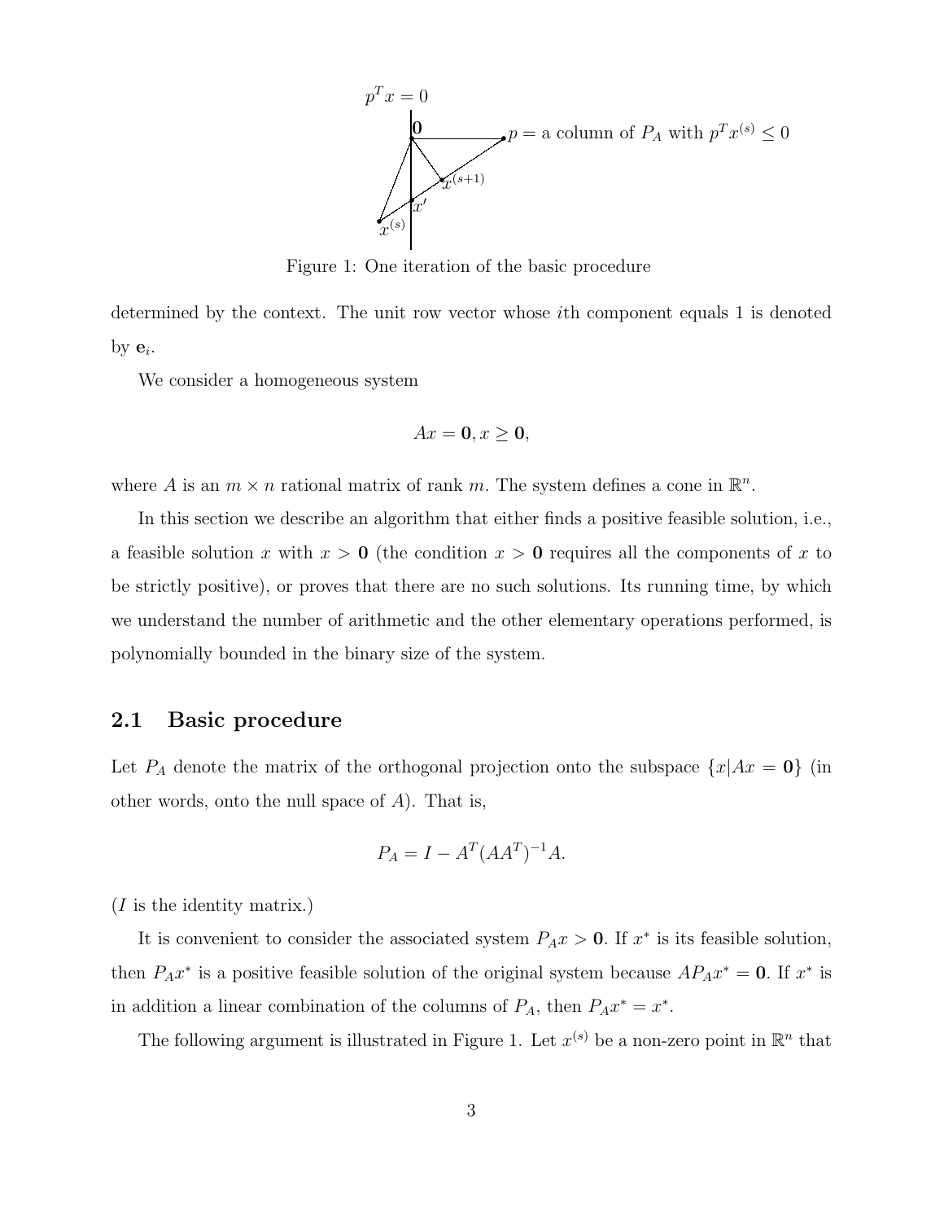Figure 1: One iteration of the basic procedure

determined by the context. The unit row vector whose $i$th component equals 1 is denoted by $\mathbf{e}_i$.

We consider a homogeneous system

$$Ax = \mathbf{0}, x \geq \mathbf{0},$$

where $A$ is an $m \times n$ rational matrix of rank $m$. The system defines a cone in $\mathbb{R}^n$.

In this section we describe an algorithm that either finds a positive feasible solution, i.e., a feasible solution $x$ with $x > \mathbf{0}$ (the condition $x > \mathbf{0}$ requires all the components of $x$ to be strictly positive), or proves that there are no such solutions. Its running time, by which we understand the number of arithmetic and the other elementary operations performed, is polynomially bounded in the binary size of the system.

## 2.1 Basic procedure

Let $P_A$ denote the matrix of the orthogonal projection onto the subspace $\{x|Ax = \mathbf{0}\}$ (in other words, onto the null space of $A$). That is,

$$P_A = I - A^T(AA^T)^{-1}A.$$

($I$ is the identity matrix.)

It is convenient to consider the associated system $P_A x > \mathbf{0}$. If $x^*$ is its feasible solution, then $P_A x^*$ is a positive feasible solution of the original system because $AP_A x^* = \mathbf{0}$. If $x^*$ is in addition a linear combination of the columns of $P_A$, then $P_A x^* = x^*$.

The following argument is illustrated in Figure 1. Let $x^{(s)}$ be a non-zero point in $\mathbb{R}^n$ that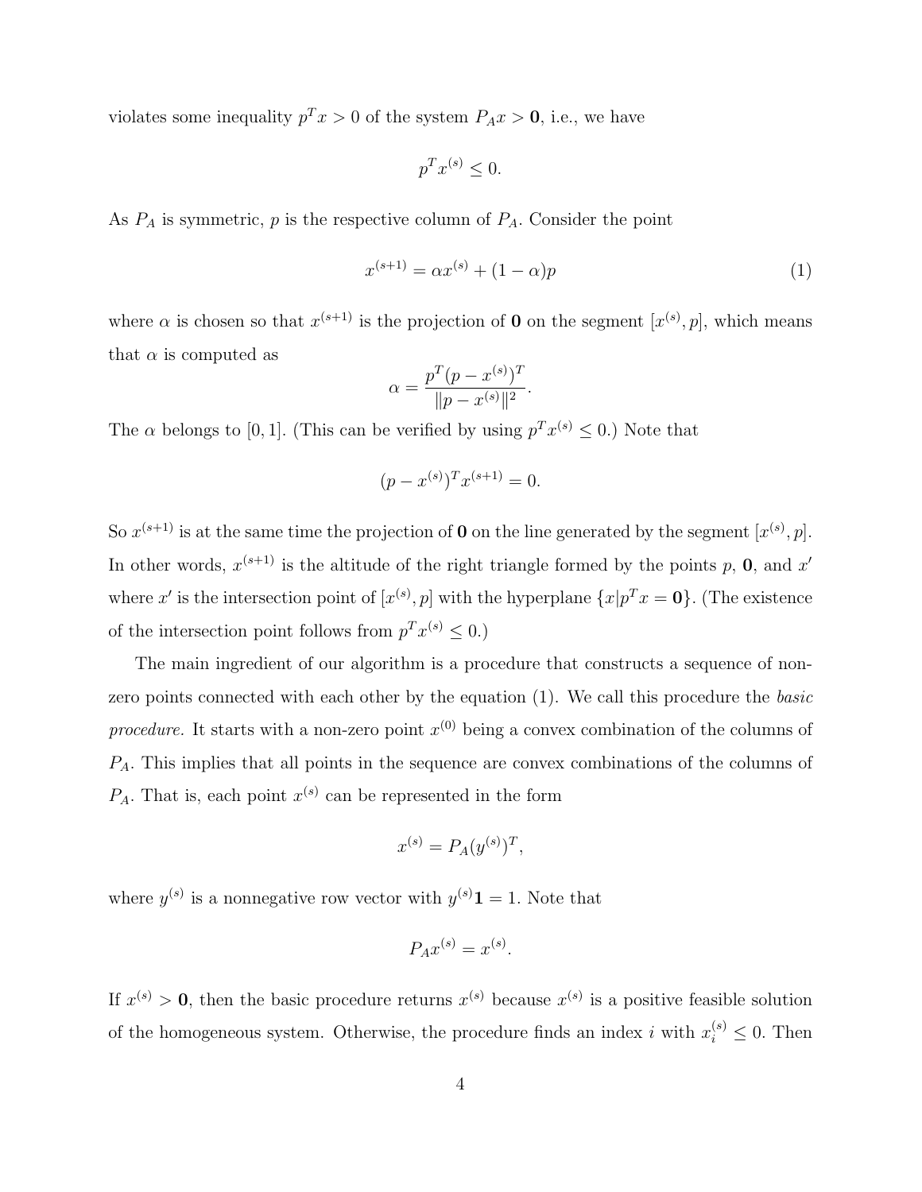violates some inequality $p^T x > 0$ of the system $P_A x > \mathbf{0}$, i.e., we have

$$p^T x^{(s)} \leq 0.$$

As $P_A$ is symmetric, $p$ is the respective column of $P_A$. Consider the point

$$x^{(s+1)} = \alpha x^{(s)} + (1 - \alpha) p \tag{1}$$

where $\alpha$ is chosen so that $x^{(s+1)}$ is the projection of $\mathbf{0}$ on the segment $[x^{(s)}, p]$, which means that $\alpha$ is computed as

$$\alpha = \frac{p^T (p - x^{(s)})^T}{\|p - x^{(s)}\|^2}.$$

The $\alpha$ belongs to $[0, 1]$. (This can be verified by using $p^T x^{(s)} \leq 0$.) Note that

$$(p - x^{(s)})^T x^{(s+1)} = 0.$$

So $x^{(s+1)}$ is at the same time the projection of $\mathbf{0}$ on the line generated by the segment $[x^{(s)}, p]$. In other words, $x^{(s+1)}$ is the altitude of the right triangle formed by the points $p$, $\mathbf{0}$, and $x'$ where $x'$ is the intersection point of $[x^{(s)}, p]$ with the hyperplane $\{x | p^T x = \mathbf{0}\}$. (The existence of the intersection point follows from $p^T x^{(s)} \leq 0$.)

The main ingredient of our algorithm is a procedure that constructs a sequence of non-zero points connected with each other by the equation (1). We call this procedure the *basic procedure*. It starts with a non-zero point $x^{(0)}$ being a convex combination of the columns of $P_A$. This implies that all points in the sequence are convex combinations of the columns of $P_A$. That is, each point $x^{(s)}$ can be represented in the form

$$x^{(s)} = P_A (y^{(s)})^T,$$

where $y^{(s)}$ is a nonnegative row vector with $y^{(s)} \mathbf{1} = 1$. Note that

$$P_A x^{(s)} = x^{(s)}.$$

If $x^{(s)} > \mathbf{0}$, then the basic procedure returns $x^{(s)}$ because $x^{(s)}$ is a positive feasible solution of the homogeneous system. Otherwise, the procedure finds an index $i$ with $x_i^{(s)} \leq 0$. Then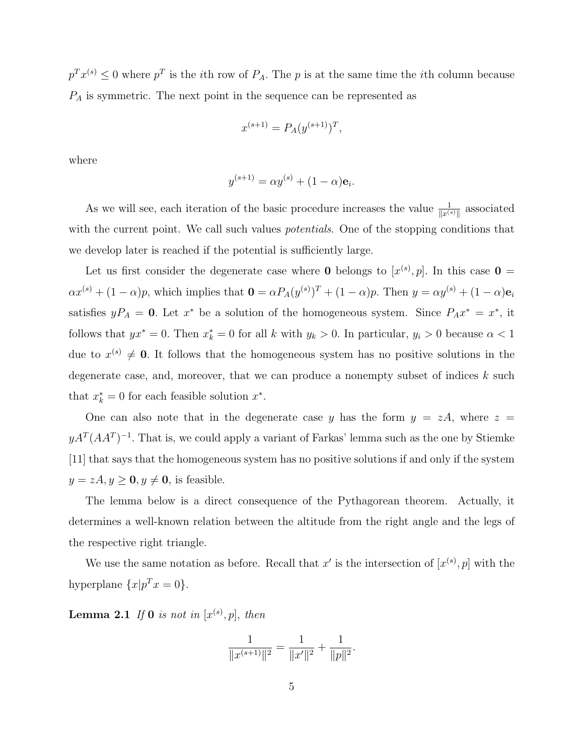$p^T x^{(s)} \leq 0$ where $p^T$ is the $i$th row of $P_A$. The $p$ is at the same time the $i$th column because $P_A$ is symmetric. The next point in the sequence can be represented as

$$x^{(s+1)} = P_A (y^{(s+1)})^T,$$

where

$$y^{(s+1)} = \alpha y^{(s)} + (1 - \alpha)\mathbf{e}_i.$$

As we will see, each iteration of the basic procedure increases the value $\frac{1}{\|x^{(s)}\|}$ associated with the current point. We call such values *potentials*. One of the stopping conditions that we develop later is reached if the potential is sufficiently large.

Let us first consider the degenerate case where $\mathbf{0}$ belongs to $[x^{(s)}, p]$. In this case $\mathbf{0} = \alpha x^{(s)} + (1 - \alpha)p$, which implies that $\mathbf{0} = \alpha P_A (y^{(s)})^T + (1 - \alpha)p$. Then $y = \alpha y^{(s)} + (1 - \alpha)\mathbf{e}_i$ satisfies $y P_A = \mathbf{0}$. Let $x^*$ be a solution of the homogeneous system. Since $P_A x^* = x^*$, it follows that $y x^* = 0$. Then $x^*_k = 0$ for all $k$ with $y_k > 0$. In particular, $y_i > 0$ because $\alpha < 1$ due to $x^{(s)} \neq \mathbf{0}$. It follows that the homogeneous system has no positive solutions in the degenerate case, and, moreover, that we can produce a nonempty subset of indices $k$ such that $x^*_k = 0$ for each feasible solution $x^*$.

One can also note that in the degenerate case $y$ has the form $y = zA$, where $z = yA^T(AA^T)^{-1}$. That is, we could apply a variant of Farkas' lemma such as the one by Stiemke [11] that says that the homogeneous system has no positive solutions if and only if the system $y = zA, y \geq \mathbf{0}, y \neq \mathbf{0}$, is feasible.

The lemma below is a direct consequence of the Pythagorean theorem. Actually, it determines a well-known relation between the altitude from the right angle and the legs of the respective right triangle.

We use the same notation as before. Recall that $x'$ is the intersection of $[x^{(s)}, p]$ with the hyperplane $\{x | p^T x = 0\}$.

**Lemma 2.1** *If* $\mathbf{0}$ *is not in* $[x^{(s)}, p]$*, then*

$$\frac{1}{\|x^{(s+1)}\|^2} = \frac{1}{\|x'\|^2} + \frac{1}{\|p\|^2}.$$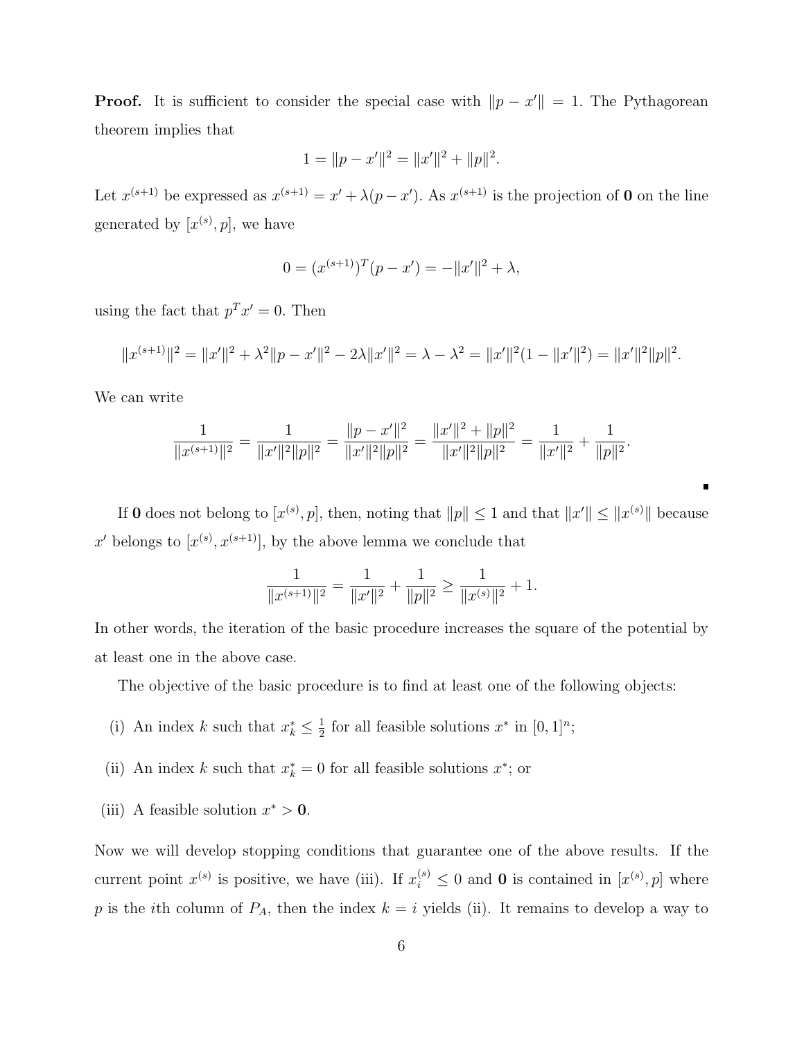**Proof.** It is sufficient to consider the special case with $\|p - x'\| = 1$. The Pythagorean theorem implies that

$$1 = \|p - x'\|^2 = \|x'\|^2 + \|p\|^2.$$

Let $x^{(s+1)}$ be expressed as $x^{(s+1)} = x' + \lambda(p - x')$. As $x^{(s+1)}$ is the projection of $\mathbf{0}$ on the line generated by $[x^{(s)}, p]$, we have

$$0 = (x^{(s+1)})^T(p - x') = -\|x'\|^2 + \lambda,$$

using the fact that $p^T x' = 0$. Then

$$\|x^{(s+1)}\|^2 = \|x'\|^2 + \lambda^2\|p - x'\|^2 - 2\lambda\|x'\|^2 = \lambda - \lambda^2 = \|x'\|^2(1 - \|x'\|^2) = \|x'\|^2\|p\|^2.$$

We can write

$$\frac{1}{\|x^{(s+1)}\|^2} = \frac{1}{\|x'\|^2\|p\|^2} = \frac{\|p - x'\|^2}{\|x'\|^2\|p\|^2} = \frac{\|x'\|^2 + \|p\|^2}{\|x'\|^2\|p\|^2} = \frac{1}{\|x'\|^2} + \frac{1}{\|p\|^2}.$$

∎

If $\mathbf{0}$ does not belong to $[x^{(s)}, p]$, then, noting that $\|p\| \leq 1$ and that $\|x'\| \leq \|x^{(s)}\|$ because $x'$ belongs to $[x^{(s)}, x^{(s+1)}]$, by the above lemma we conclude that

$$\frac{1}{\|x^{(s+1)}\|^2} = \frac{1}{\|x'\|^2} + \frac{1}{\|p\|^2} \geq \frac{1}{\|x^{(s)}\|^2} + 1.$$

In other words, the iteration of the basic procedure increases the square of the potential by at least one in the above case.

The objective of the basic procedure is to find at least one of the following objects:

(i) An index $k$ such that $x^*_k \leq \frac{1}{2}$ for all feasible solutions $x^*$ in $[0, 1]^n$;

(ii) An index $k$ such that $x^*_k = 0$ for all feasible solutions $x^*$; or

(iii) A feasible solution $x^* > \mathbf{0}$.

Now we will develop stopping conditions that guarantee one of the above results. If the current point $x^{(s)}$ is positive, we have (iii). If $x^{(s)}_i \leq 0$ and $\mathbf{0}$ is contained in $[x^{(s)}, p]$ where $p$ is the $i$th column of $P_A$, then the index $k = i$ yields (ii). It remains to develop a way to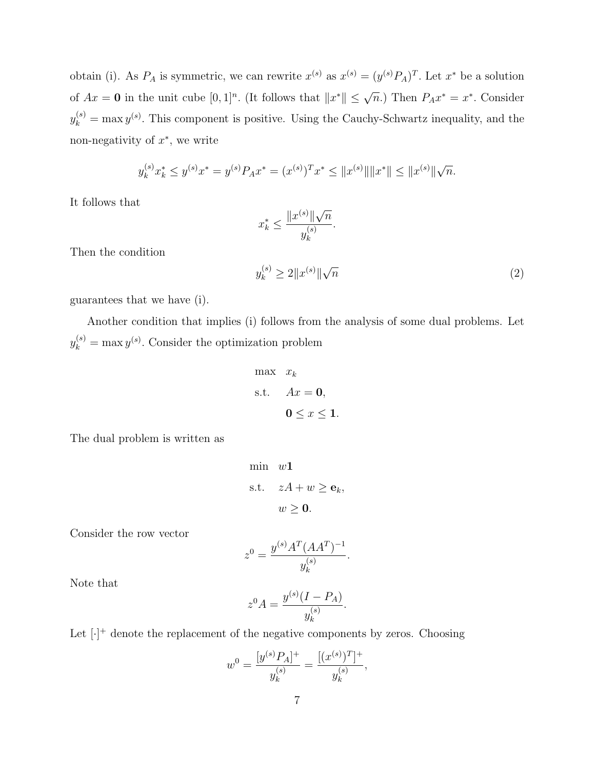obtain (i). As $P_A$ is symmetric, we can rewrite $x^{(s)}$ as $x^{(s)} = (y^{(s)}P_A)^T$. Let $x^*$ be a solution of $Ax = \mathbf{0}$ in the unit cube $[0,1]^n$. (It follows that $\|x^*\| \le \sqrt{n}$.) Then $P_A x^* = x^*$. Consider $y_k^{(s)} = \max y^{(s)}$. This component is positive. Using the Cauchy-Schwartz inequality, and the non-negativity of $x^*$, we write

$$y_k^{(s)} x_k^* \le y^{(s)} x^* = y^{(s)} P_A x^* = (x^{(s)})^T x^* \le \|x^{(s)}\| \|x^*\| \le \|x^{(s)}\| \sqrt{n}.$$

It follows that

$$x_k^* \le \frac{\|x^{(s)}\| \sqrt{n}}{y_k^{(s)}}.$$

Then the condition

$$y_k^{(s)} \ge 2\|x^{(s)}\| \sqrt{n} \tag{2}$$

guarantees that we have (i).

Another condition that implies (i) follows from the analysis of some dual problems. Let $y_k^{(s)} = \max y^{(s)}$. Consider the optimization problem

$$\begin{aligned} \max \quad & x_k \\ \text{s.t.} \quad & Ax = \mathbf{0}, \\ & \mathbf{0} \le x \le \mathbf{1}. \end{aligned}$$

The dual problem is written as

$$\begin{aligned} \min \quad & w\mathbf{1} \\ \text{s.t.} \quad & zA + w \ge \mathbf{e}_k, \\ & w \ge \mathbf{0}. \end{aligned}$$

Consider the row vector

$$z^0 = \frac{y^{(s)} A^T (AA^T)^{-1}}{y_k^{(s)}}.$$

Note that

$$z^0 A = \frac{y^{(s)}(I - P_A)}{y_k^{(s)}}.$$

Let $[\cdot]^+$ denote the replacement of the negative components by zeros. Choosing

$$w^0 = \frac{[y^{(s)} P_A]^+}{y_k^{(s)}} = \frac{[(x^{(s)})^T]^+}{y_k^{(s)}},$$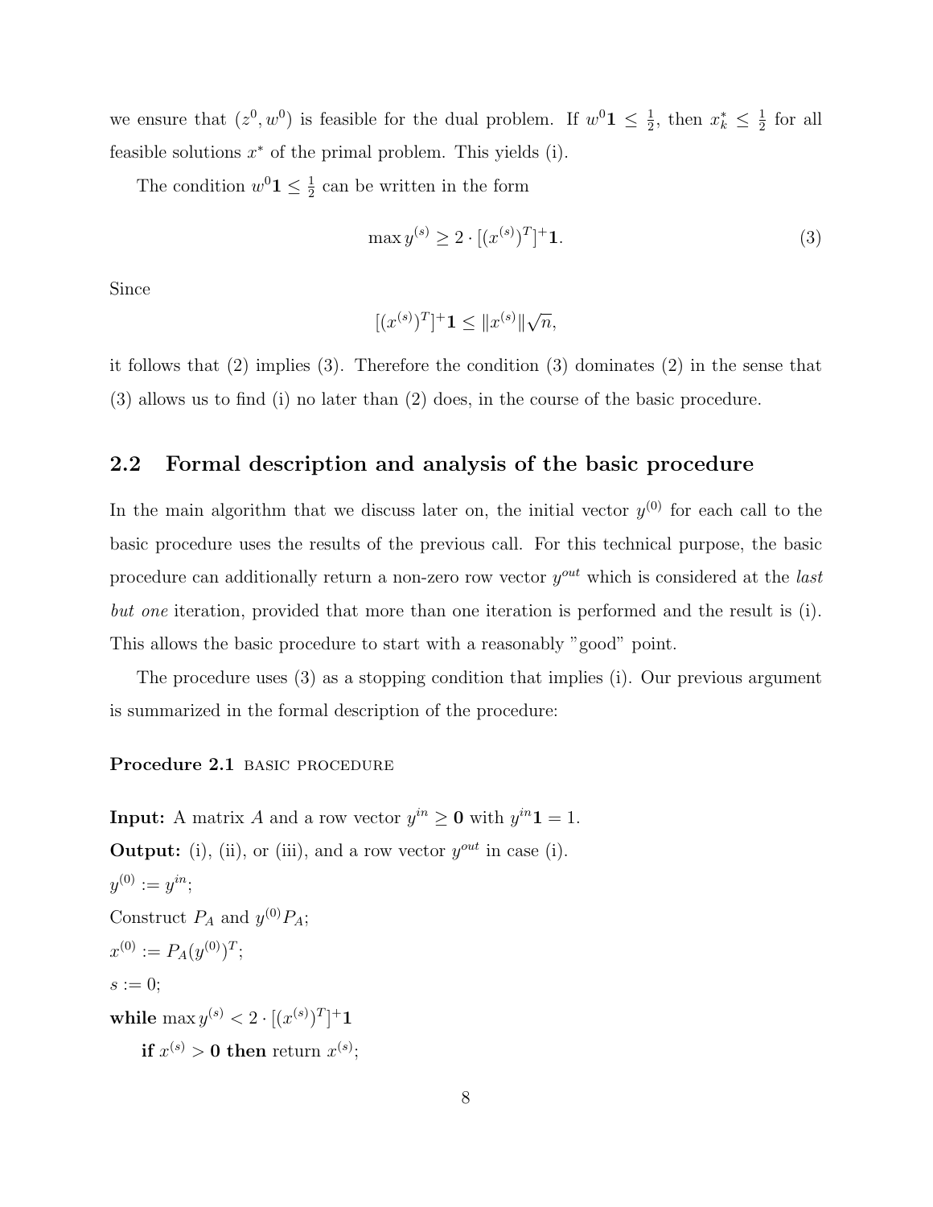we ensure that $(z^0, w^0)$ is feasible for the dual problem. If $w^0\mathbf{1} \leq \frac{1}{2}$, then $x^*_k \leq \frac{1}{2}$ for all feasible solutions $x^*$ of the primal problem. This yields (i).

The condition $w^0\mathbf{1} \leq \frac{1}{2}$ can be written in the form

$$\max y^{(s)} \geq 2 \cdot [(x^{(s)})^T]^+\mathbf{1}. \tag{3}$$

Since

$$[(x^{(s)})^T]^+\mathbf{1} \leq \|x^{(s)}\|\sqrt{n},$$

it follows that (2) implies (3). Therefore the condition (3) dominates (2) in the sense that (3) allows us to find (i) no later than (2) does, in the course of the basic procedure.

## 2.2 Formal description and analysis of the basic procedure

In the main algorithm that we discuss later on, the initial vector $y^{(0)}$ for each call to the basic procedure uses the results of the previous call. For this technical purpose, the basic procedure can additionally return a non-zero row vector $y^{out}$ which is considered at the *last but one* iteration, provided that more than one iteration is performed and the result is (i). This allows the basic procedure to start with a reasonably "good" point.

The procedure uses (3) as a stopping condition that implies (i). Our previous argument is summarized in the formal description of the procedure:

**Procedure 2.1** BASIC PROCEDURE

**Input:** A matrix $A$ and a row vector $y^{in} \geq \mathbf{0}$ with $y^{in}\mathbf{1} = 1$.
**Output:** (i), (ii), or (iii), and a row vector $y^{out}$ in case (i).
$y^{(0)} := y^{in}$;
Construct $P_A$ and $y^{(0)}P_A$;
$x^{(0)} := P_A(y^{(0)})^T$;
$s := 0$;
**while** $\max y^{(s)} < 2 \cdot [(x^{(s)})^T]^+\mathbf{1}$
  **if** $x^{(s)} > \mathbf{0}$ **then** return $x^{(s)}$;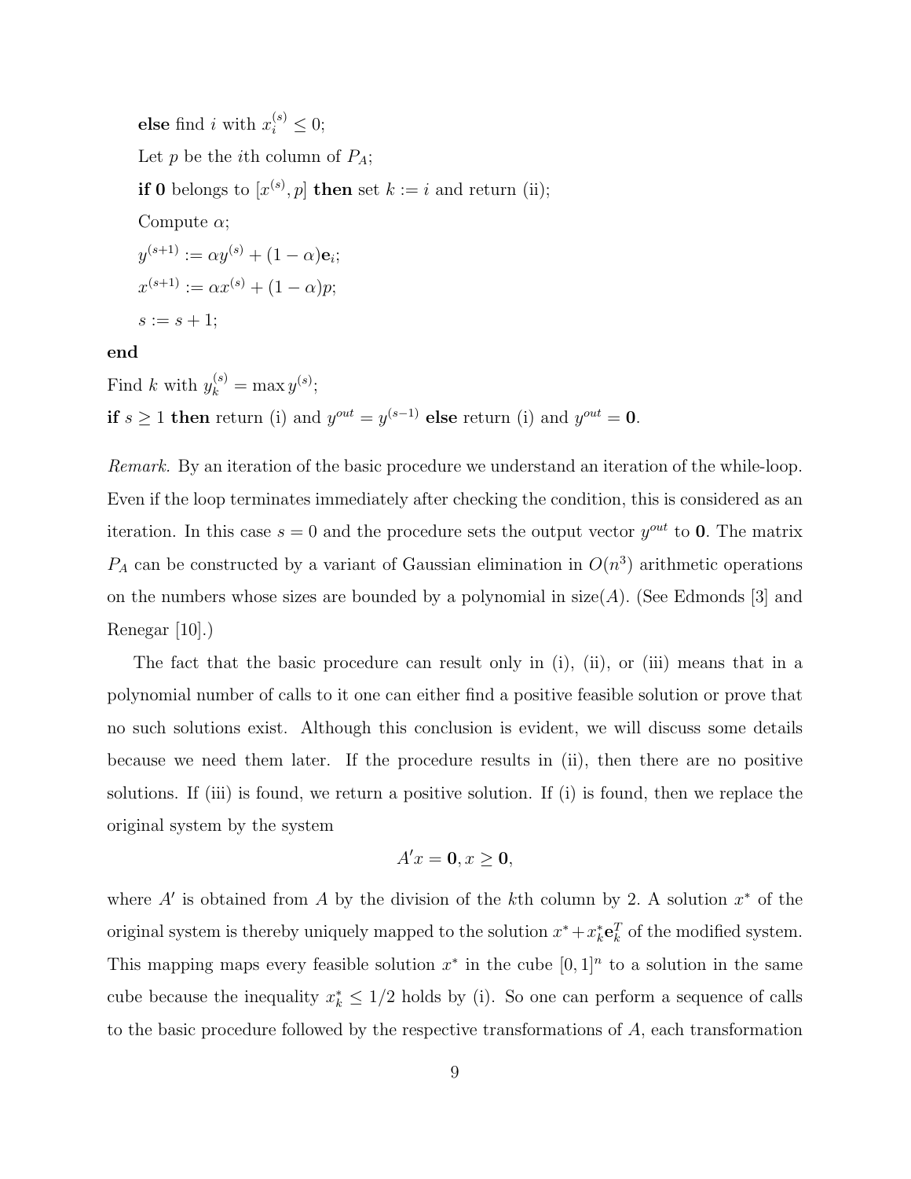**else** find $i$ with $x_i^{(s)} \leq 0$;

Let $p$ be the $i$th column of $P_A$;

**if** $\mathbf{0}$ belongs to $[x^{(s)}, p]$ **then** set $k := i$ and return (ii);

Compute $\alpha$;

$y^{(s+1)} := \alpha y^{(s)} + (1-\alpha)\mathbf{e}_i$;

$x^{(s+1)} := \alpha x^{(s)} + (1-\alpha)p$;

$s := s+1$;

**end**

Find $k$ with $y_k^{(s)} = \max y^{(s)}$;

**if** $s \geq 1$ **then** return (i) and $y^{out} = y^{(s-1)}$ **else** return (i) and $y^{out} = \mathbf{0}$.

*Remark.* By an iteration of the basic procedure we understand an iteration of the while-loop. Even if the loop terminates immediately after checking the condition, this is considered as an iteration. In this case $s = 0$ and the procedure sets the output vector $y^{out}$ to $\mathbf{0}$. The matrix $P_A$ can be constructed by a variant of Gaussian elimination in $O(n^3)$ arithmetic operations on the numbers whose sizes are bounded by a polynomial in size$(A)$. (See Edmonds [3] and Renegar [10].)

The fact that the basic procedure can result only in (i), (ii), or (iii) means that in a polynomial number of calls to it one can either find a positive feasible solution or prove that no such solutions exist. Although this conclusion is evident, we will discuss some details because we need them later. If the procedure results in (ii), then there are no positive solutions. If (iii) is found, we return a positive solution. If (i) is found, then we replace the original system by the system

$$A'x = \mathbf{0}, x \geq \mathbf{0},$$

where $A'$ is obtained from $A$ by the division of the $k$th column by 2. A solution $x^*$ of the original system is thereby uniquely mapped to the solution $x^* + x_k^* \mathbf{e}_k^T$ of the modified system. This mapping maps every feasible solution $x^*$ in the cube $[0,1]^n$ to a solution in the same cube because the inequality $x_k^* \leq 1/2$ holds by (i). So one can perform a sequence of calls to the basic procedure followed by the respective transformations of $A$, each transformation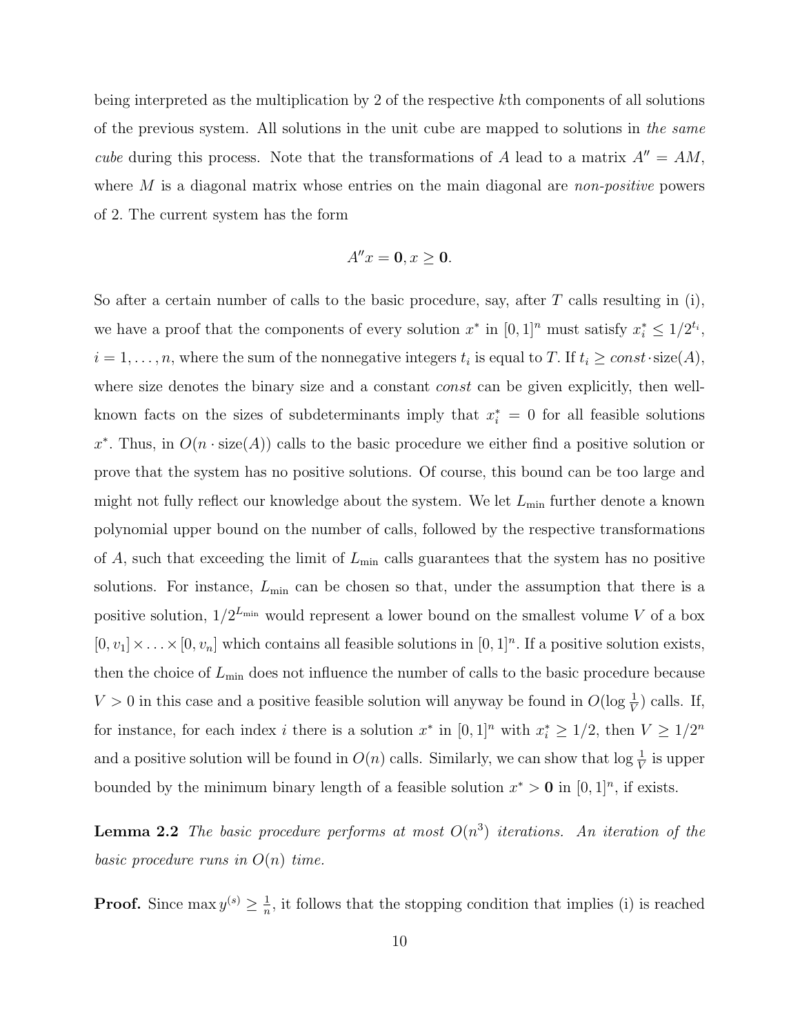being interpreted as the multiplication by 2 of the respective $k$th components of all solutions of the previous system. All solutions in the unit cube are mapped to solutions in *the same cube* during this process. Note that the transformations of $A$ lead to a matrix $A'' = AM$, where $M$ is a diagonal matrix whose entries on the main diagonal are *non-positive* powers of 2. The current system has the form

$$A''x = \mathbf{0}, x \geq \mathbf{0}.$$

So after a certain number of calls to the basic procedure, say, after $T$ calls resulting in (i), we have a proof that the components of every solution $x^*$ in $[0,1]^n$ must satisfy $x_i^* \leq 1/2^{t_i}$, $i = 1, \ldots, n$, where the sum of the nonnegative integers $t_i$ is equal to $T$. If $t_i \geq const \cdot \text{size}(A)$, where size denotes the binary size and a constant *const* can be given explicitly, then well-known facts on the sizes of subdeterminants imply that $x_i^* = 0$ for all feasible solutions $x^*$. Thus, in $O(n \cdot \text{size}(A))$ calls to the basic procedure we either find a positive solution or prove that the system has no positive solutions. Of course, this bound can be too large and might not fully reflect our knowledge about the system. We let $L_{\min}$ further denote a known polynomial upper bound on the number of calls, followed by the respective transformations of $A$, such that exceeding the limit of $L_{\min}$ calls guarantees that the system has no positive solutions. For instance, $L_{\min}$ can be chosen so that, under the assumption that there is a positive solution, $1/2^{L_{\min}}$ would represent a lower bound on the smallest volume $V$ of a box $[0, v_1] \times \ldots \times [0, v_n]$ which contains all feasible solutions in $[0,1]^n$. If a positive solution exists, then the choice of $L_{\min}$ does not influence the number of calls to the basic procedure because $V > 0$ in this case and a positive feasible solution will anyway be found in $O(\log \frac{1}{V})$ calls. If, for instance, for each index $i$ there is a solution $x^*$ in $[0,1]^n$ with $x_i^* \geq 1/2$, then $V \geq 1/2^n$ and a positive solution will be found in $O(n)$ calls. Similarly, we can show that $\log \frac{1}{V}$ is upper bounded by the minimum binary length of a feasible solution $x^* > \mathbf{0}$ in $[0,1]^n$, if exists.

**Lemma 2.2** *The basic procedure performs at most $O(n^3)$ iterations. An iteration of the basic procedure runs in $O(n)$ time.*

**Proof.** Since $\max y^{(s)} \geq \frac{1}{n}$, it follows that the stopping condition that implies (i) is reached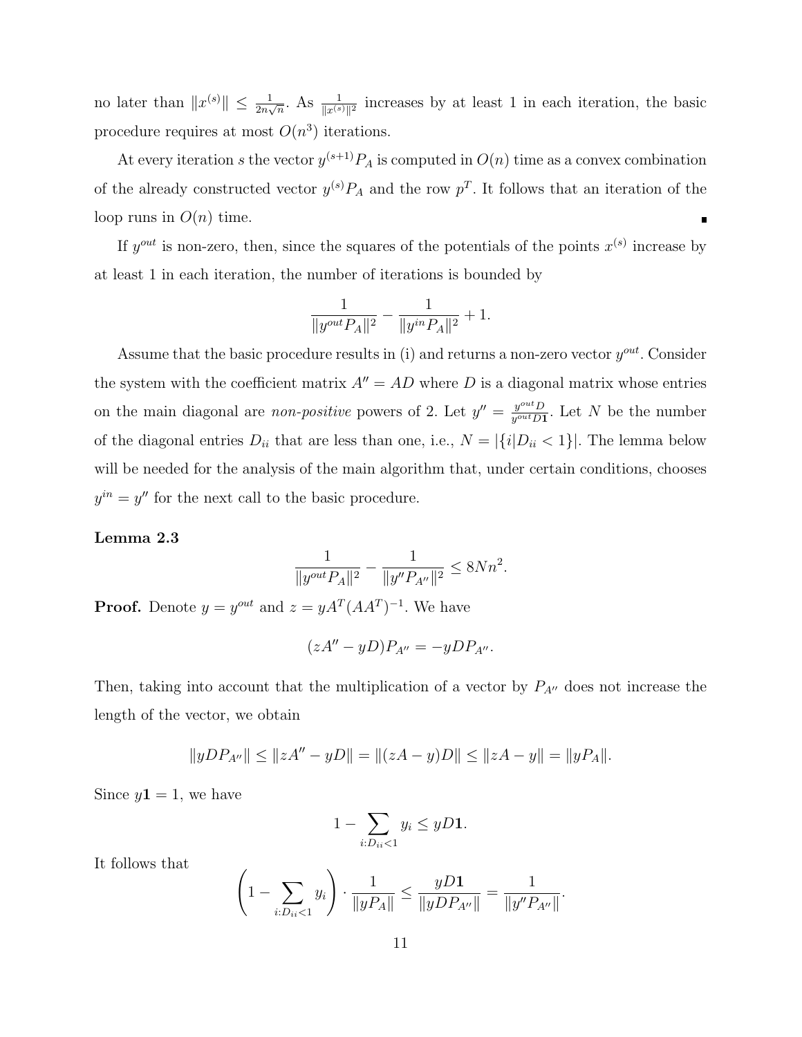no later than $\|x^{(s)}\| \leq \frac{1}{2n\sqrt{n}}$. As $\frac{1}{\|x^{(s)}\|^2}$ increases by at least 1 in each iteration, the basic procedure requires at most $O(n^3)$ iterations.

At every iteration $s$ the vector $y^{(s+1)}P_A$ is computed in $O(n)$ time as a convex combination of the already constructed vector $y^{(s)}P_A$ and the row $p^T$. It follows that an iteration of the loop runs in $O(n)$ time. ∎

If $y^{out}$ is non-zero, then, since the squares of the potentials of the points $x^{(s)}$ increase by at least 1 in each iteration, the number of iterations is bounded by

$$\frac{1}{\|y^{out}P_A\|^2} - \frac{1}{\|y^{in}P_A\|^2} + 1.$$

Assume that the basic procedure results in (i) and returns a non-zero vector $y^{out}$. Consider the system with the coefficient matrix $A'' = AD$ where $D$ is a diagonal matrix whose entries on the main diagonal are *non-positive* powers of 2. Let $y'' = \frac{y^{out}D}{y^{out}D\mathbf{1}}$. Let $N$ be the number of the diagonal entries $D_{ii}$ that are less than one, i.e., $N = |\{i|D_{ii} < 1\}|$. The lemma below will be needed for the analysis of the main algorithm that, under certain conditions, chooses $y^{in} = y''$ for the next call to the basic procedure.

**Lemma 2.3**

$$\frac{1}{\|y^{out}P_A\|^2} - \frac{1}{\|y''P_{A''}\|^2} \leq 8Nn^2.$$

**Proof.** Denote $y = y^{out}$ and $z = yA^T(AA^T)^{-1}$. We have

$$(zA'' - yD)P_{A''} = -yDP_{A''}.$$

Then, taking into account that the multiplication of a vector by $P_{A''}$ does not increase the length of the vector, we obtain

$$\|yDP_{A''}\| \leq \|zA'' - yD\| = \|(zA - y)D\| \leq \|zA - y\| = \|yP_A\|.$$

Since $y\mathbf{1} = 1$, we have

$$1 - \sum_{i:D_{ii}<1} y_i \leq yD\mathbf{1}.$$

It follows that

$$\left(1 - \sum_{i:D_{ii}<1} y_i\right) \cdot \frac{1}{\|yP_A\|} \leq \frac{yD\mathbf{1}}{\|yDP_{A''}\|} = \frac{1}{\|y''P_{A''}\|}.$$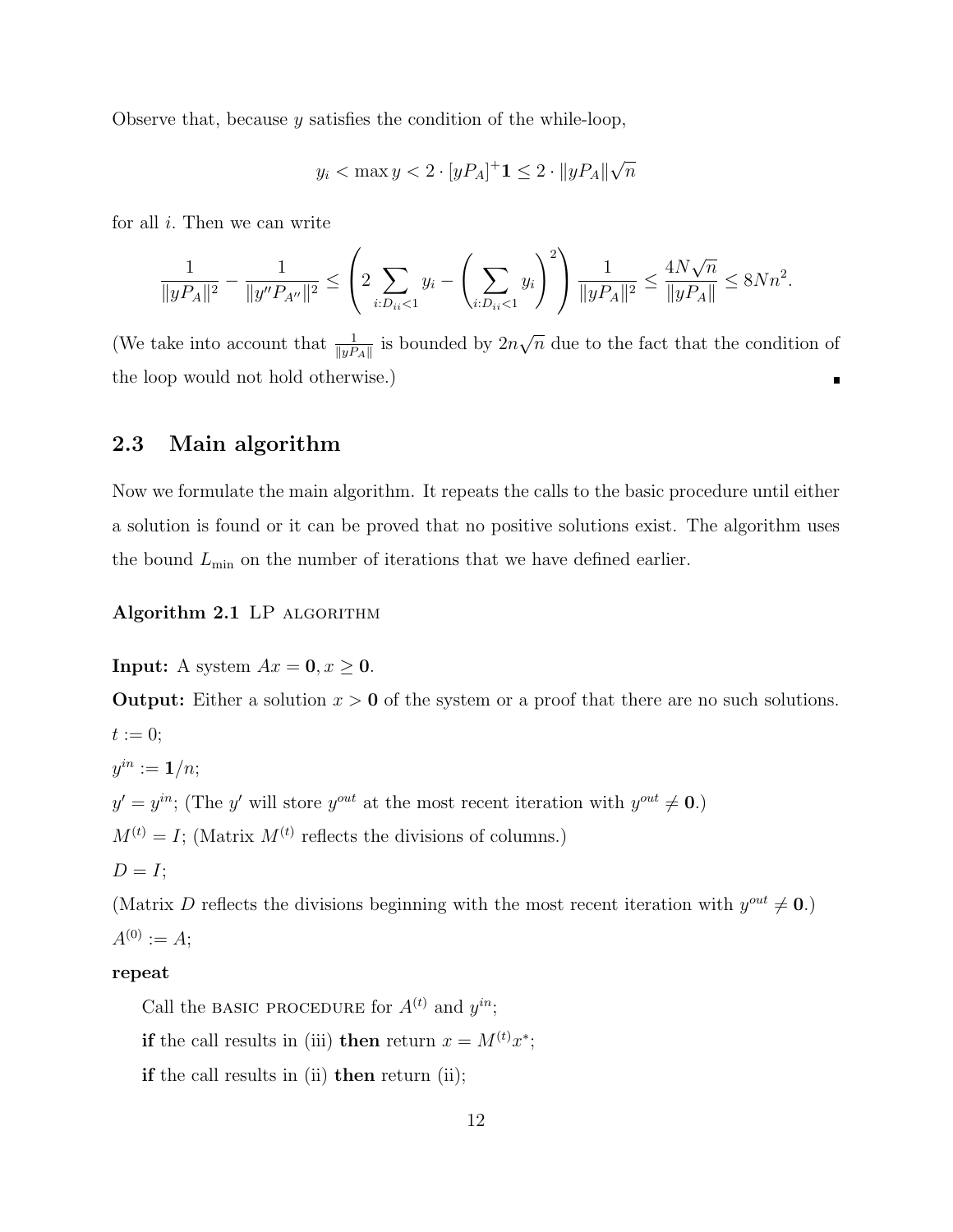Observe that, because $y$ satisfies the condition of the while-loop,

$$y_i < \max y < 2 \cdot [yP_A]^+ \mathbf{1} \leq 2 \cdot \|yP_A\| \sqrt{n}$$

for all $i$. Then we can write

$$\frac{1}{\|yP_A\|^2} - \frac{1}{\|y''P_{A''}\|^2} \leq \left( 2 \sum_{i:D_{ii}<1} y_i - \left( \sum_{i:D_{ii}<1} y_i \right)^2 \right) \frac{1}{\|yP_A\|^2} \leq \frac{4N\sqrt{n}}{\|yP_A\|} \leq 8Nn^2.$$

(We take into account that $\frac{1}{\|yP_A\|}$ is bounded by $2n\sqrt{n}$ due to the fact that the condition of the loop would not hold otherwise.) ∎

## 2.3 Main algorithm

Now we formulate the main algorithm. It repeats the calls to the basic procedure until either a solution is found or it can be proved that no positive solutions exist. The algorithm uses the bound $L_{\min}$ on the number of iterations that we have defined earlier.

**Algorithm 2.1** LP ALGORITHM

**Input:** A system $Ax = \mathbf{0}, x \geq \mathbf{0}$.

**Output:** Either a solution $x > \mathbf{0}$ of the system or a proof that there are no such solutions.

$t := 0$;

$y^{in} := \mathbf{1}/n$;

$y' = y^{in}$; (The $y'$ will store $y^{out}$ at the most recent iteration with $y^{out} \neq \mathbf{0}$.)

$M^{(t)} = I$; (Matrix $M^{(t)}$ reflects the divisions of columns.)

$D = I$;

(Matrix $D$ reflects the divisions beginning with the most recent iteration with $y^{out} \neq \mathbf{0}$.)

$A^{(0)} := A$;

**repeat**

Call the BASIC PROCEDURE for $A^{(t)}$ and $y^{in}$;

**if** the call results in (iii) **then** return $x = M^{(t)} x^*$;

**if** the call results in (ii) **then** return (ii);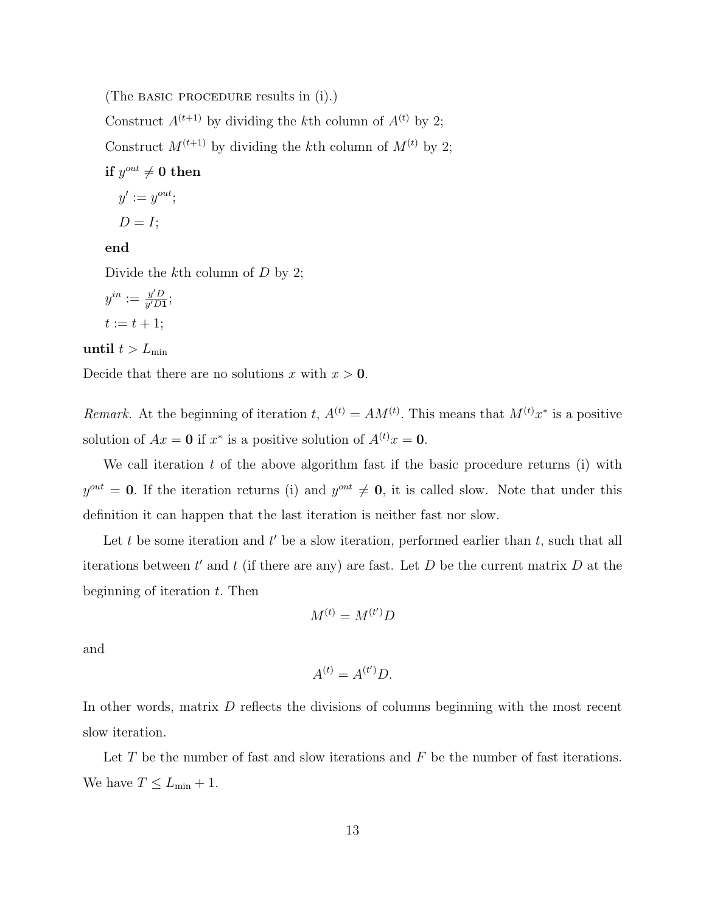(The BASIC PROCEDURE results in (i).)

Construct $A^{(t+1)}$ by dividing the $k$th column of $A^{(t)}$ by 2;

Construct $M^{(t+1)}$ by dividing the $k$th column of $M^{(t)}$ by 2;

**if** $y^{out} \neq \mathbf{0}$ **then**

$y' := y^{out}$;

$D = I$;

**end**

Divide the $k$th column of $D$ by 2;

$y^{in} := \frac{y'D}{y'D\mathbf{1}}$;

$t := t + 1$;

**until** $t > L_{\min}$

Decide that there are no solutions $x$ with $x > \mathbf{0}$.

*Remark.* At the beginning of iteration $t$, $A^{(t)} = AM^{(t)}$. This means that $M^{(t)}x^*$ is a positive solution of $Ax = \mathbf{0}$ if $x^*$ is a positive solution of $A^{(t)}x = \mathbf{0}$.

We call iteration $t$ of the above algorithm fast if the basic procedure returns (i) with $y^{out} = \mathbf{0}$. If the iteration returns (i) and $y^{out} \neq \mathbf{0}$, it is called slow. Note that under this definition it can happen that the last iteration is neither fast nor slow.

Let $t$ be some iteration and $t'$ be a slow iteration, performed earlier than $t$, such that all iterations between $t'$ and $t$ (if there are any) are fast. Let $D$ be the current matrix $D$ at the beginning of iteration $t$. Then

$$M^{(t)} = M^{(t')}D$$

and

$$A^{(t)} = A^{(t')}D.$$

In other words, matrix $D$ reflects the divisions of columns beginning with the most recent slow iteration.

Let $T$ be the number of fast and slow iterations and $F$ be the number of fast iterations. We have $T \leq L_{\min} + 1$.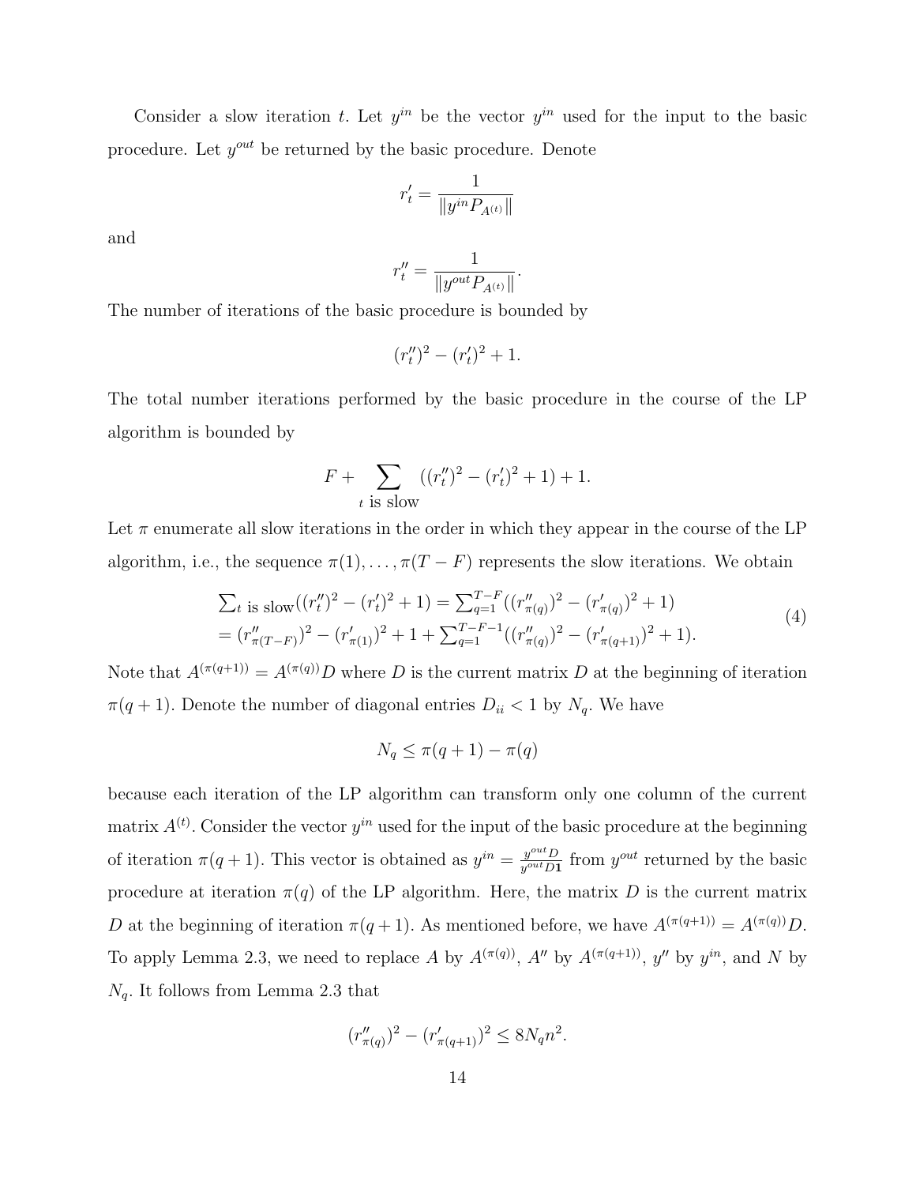Consider a slow iteration $t$. Let $y^{in}$ be the vector $y^{in}$ used for the input to the basic procedure. Let $y^{out}$ be returned by the basic procedure. Denote

$$r'_t = \frac{1}{\|y^{in} P_{A^{(t)}}\|}$$

and

$$r''_t = \frac{1}{\|y^{out} P_{A^{(t)}}\|}.$$

The number of iterations of the basic procedure is bounded by

$$(r''_t)^2 - (r'_t)^2 + 1.$$

The total number iterations performed by the basic procedure in the course of the LP algorithm is bounded by

$$F + \sum_{t \text{ is slow}} ((r''_t)^2 - (r'_t)^2 + 1) + 1.$$

Let $\pi$ enumerate all slow iterations in the order in which they appear in the course of the LP algorithm, i.e., the sequence $\pi(1), \ldots, \pi(T-F)$ represents the slow iterations. We obtain

$$\begin{array}{l} \sum_{t \text{ is slow}} ((r''_t)^2 - (r'_t)^2 + 1) = \sum_{q=1}^{T-F} ((r''_{\pi(q)})^2 - (r'_{\pi(q)})^2 + 1) \\ = (r''_{\pi(T-F)})^2 - (r'_{\pi(1)})^2 + 1 + \sum_{q=1}^{T-F-1} ((r''_{\pi(q)})^2 - (r'_{\pi(q+1)})^2 + 1). \end{array} \tag{4}$$

Note that $A^{(\pi(q+1))} = A^{(\pi(q))} D$ where $D$ is the current matrix $D$ at the beginning of iteration $\pi(q+1)$. Denote the number of diagonal entries $D_{ii} < 1$ by $N_q$. We have

$$N_q \le \pi(q+1) - \pi(q)$$

because each iteration of the LP algorithm can transform only one column of the current matrix $A^{(t)}$. Consider the vector $y^{in}$ used for the input of the basic procedure at the beginning of iteration $\pi(q+1)$. This vector is obtained as $y^{in} = \frac{y^{out} D}{y^{out} D \mathbf{1}}$ from $y^{out}$ returned by the basic procedure at iteration $\pi(q)$ of the LP algorithm. Here, the matrix $D$ is the current matrix $D$ at the beginning of iteration $\pi(q+1)$. As mentioned before, we have $A^{(\pi(q+1))} = A^{(\pi(q))} D$. To apply Lemma 2.3, we need to replace $A$ by $A^{(\pi(q))}$, $A''$ by $A^{(\pi(q+1))}$, $y''$ by $y^{in}$, and $N$ by $N_q$. It follows from Lemma 2.3 that

$$(r''_{\pi(q)})^2 - (r'_{\pi(q+1)})^2 \le 8 N_q n^2.$$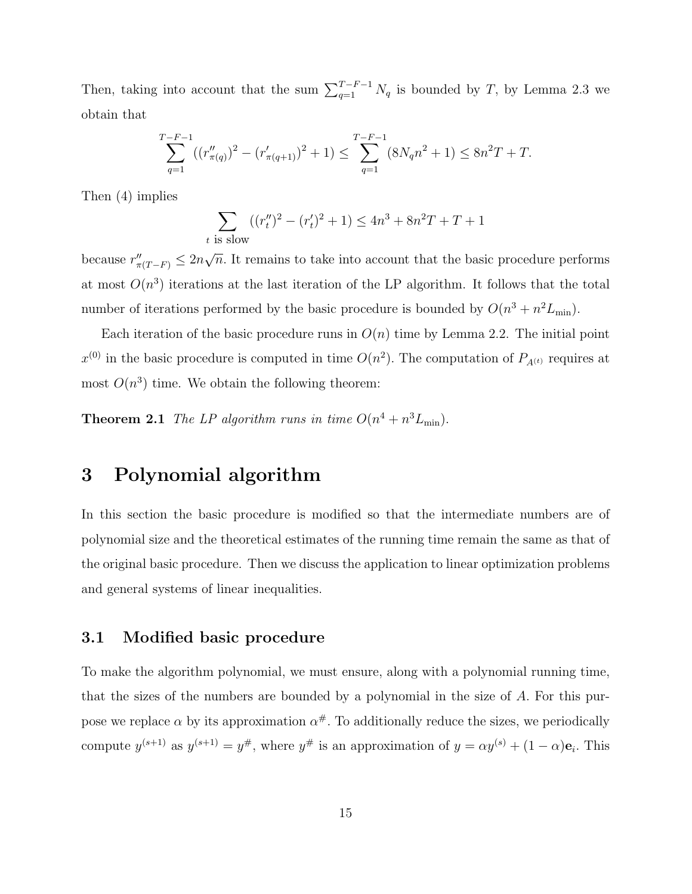Then, taking into account that the sum $\sum_{q=1}^{T-F-1} N_q$ is bounded by $T$, by Lemma 2.3 we obtain that

$$\sum_{q=1}^{T-F-1} ((r''_{\pi(q)})^2 - (r'_{\pi(q+1)})^2 + 1) \leq \sum_{q=1}^{T-F-1} (8N_q n^2 + 1) \leq 8n^2 T + T.$$

Then (4) implies

$$\sum_{t \text{ is slow}} ((r''_t)^2 - (r'_t)^2 + 1) \leq 4n^3 + 8n^2 T + T + 1$$

because $r''_{\pi(T-F)} \leq 2n\sqrt{n}$. It remains to take into account that the basic procedure performs at most $O(n^3)$ iterations at the last iteration of the LP algorithm. It follows that the total number of iterations performed by the basic procedure is bounded by $O(n^3 + n^2 L_{\min})$.

Each iteration of the basic procedure runs in $O(n)$ time by Lemma 2.2. The initial point $x^{(0)}$ in the basic procedure is computed in time $O(n^2)$. The computation of $P_{A^{(t)}}$ requires at most $O(n^3)$ time. We obtain the following theorem:

**Theorem 2.1** *The LP algorithm runs in time $O(n^4 + n^3 L_{\min})$.*

# 3 Polynomial algorithm

In this section the basic procedure is modified so that the intermediate numbers are of polynomial size and the theoretical estimates of the running time remain the same as that of the original basic procedure. Then we discuss the application to linear optimization problems and general systems of linear inequalities.

## 3.1 Modified basic procedure

To make the algorithm polynomial, we must ensure, along with a polynomial running time, that the sizes of the numbers are bounded by a polynomial in the size of $A$. For this purpose we replace $\alpha$ by its approximation $\alpha^{\#}$. To additionally reduce the sizes, we periodically compute $y^{(s+1)}$ as $y^{(s+1)} = y^{\#}$, where $y^{\#}$ is an approximation of $y = \alpha y^{(s)} + (1 - \alpha)\mathbf{e}_i$. This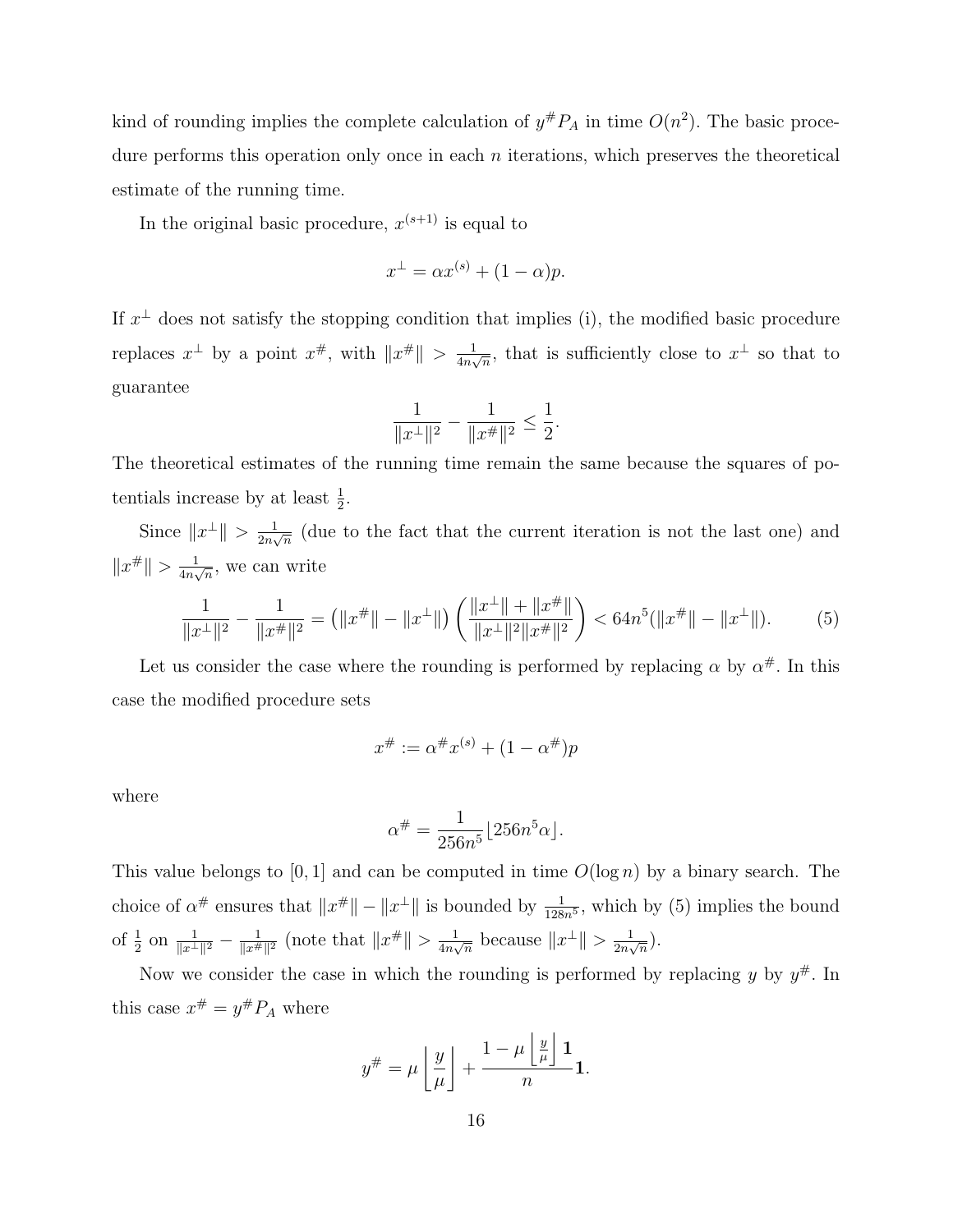kind of rounding implies the complete calculation of $y^{\#}P_A$ in time $O(n^2)$. The basic procedure performs this operation only once in each $n$ iterations, which preserves the theoretical estimate of the running time.

In the original basic procedure, $x^{(s+1)}$ is equal to

$$x^{\perp} = \alpha x^{(s)} + (1-\alpha)p.$$

If $x^{\perp}$ does not satisfy the stopping condition that implies (i), the modified basic procedure replaces $x^{\perp}$ by a point $x^{\#}$, with $\|x^{\#}\| > \frac{1}{4n\sqrt{n}}$, that is sufficiently close to $x^{\perp}$ so that to guarantee

$$\frac{1}{\|x^{\perp}\|^2} - \frac{1}{\|x^{\#}\|^2} \leq \frac{1}{2}.$$

The theoretical estimates of the running time remain the same because the squares of potentials increase by at least $\frac{1}{2}$.

Since $\|x^{\perp}\| > \frac{1}{2n\sqrt{n}}$ (due to the fact that the current iteration is not the last one) and $\|x^{\#}\| > \frac{1}{4n\sqrt{n}}$, we can write

$$\frac{1}{\|x^{\perp}\|^2} - \frac{1}{\|x^{\#}\|^2} = \left(\|x^{\#}\| - \|x^{\perp}\|\right)\left(\frac{\|x^{\perp}\| + \|x^{\#}\|}{\|x^{\perp}\|^2\|x^{\#}\|^2}\right) < 64n^5(\|x^{\#}\| - \|x^{\perp}\|). \tag{5}$$

Let us consider the case where the rounding is performed by replacing $\alpha$ by $\alpha^{\#}$. In this case the modified procedure sets

$$x^{\#} := \alpha^{\#}x^{(s)} + (1-\alpha^{\#})p$$

where

$$\alpha^{\#} = \frac{1}{256n^5}\lfloor 256n^5\alpha \rfloor.$$

This value belongs to $[0,1]$ and can be computed in time $O(\log n)$ by a binary search. The choice of $\alpha^{\#}$ ensures that $\|x^{\#}\| - \|x^{\perp}\|$ is bounded by $\frac{1}{128n^5}$, which by (5) implies the bound of $\frac{1}{2}$ on $\frac{1}{\|x^{\perp}\|^2} - \frac{1}{\|x^{\#}\|^2}$ (note that $\|x^{\#}\| > \frac{1}{4n\sqrt{n}}$ because $\|x^{\perp}\| > \frac{1}{2n\sqrt{n}}$).

Now we consider the case in which the rounding is performed by replacing $y$ by $y^{\#}$. In this case $x^{\#} = y^{\#}P_A$ where

$$y^{\#} = \mu\left\lfloor \frac{y}{\mu} \right\rfloor + \frac{1 - \mu\left\lfloor \frac{y}{\mu}\right\rfloor \mathbf{1}}{n}\mathbf{1}.$$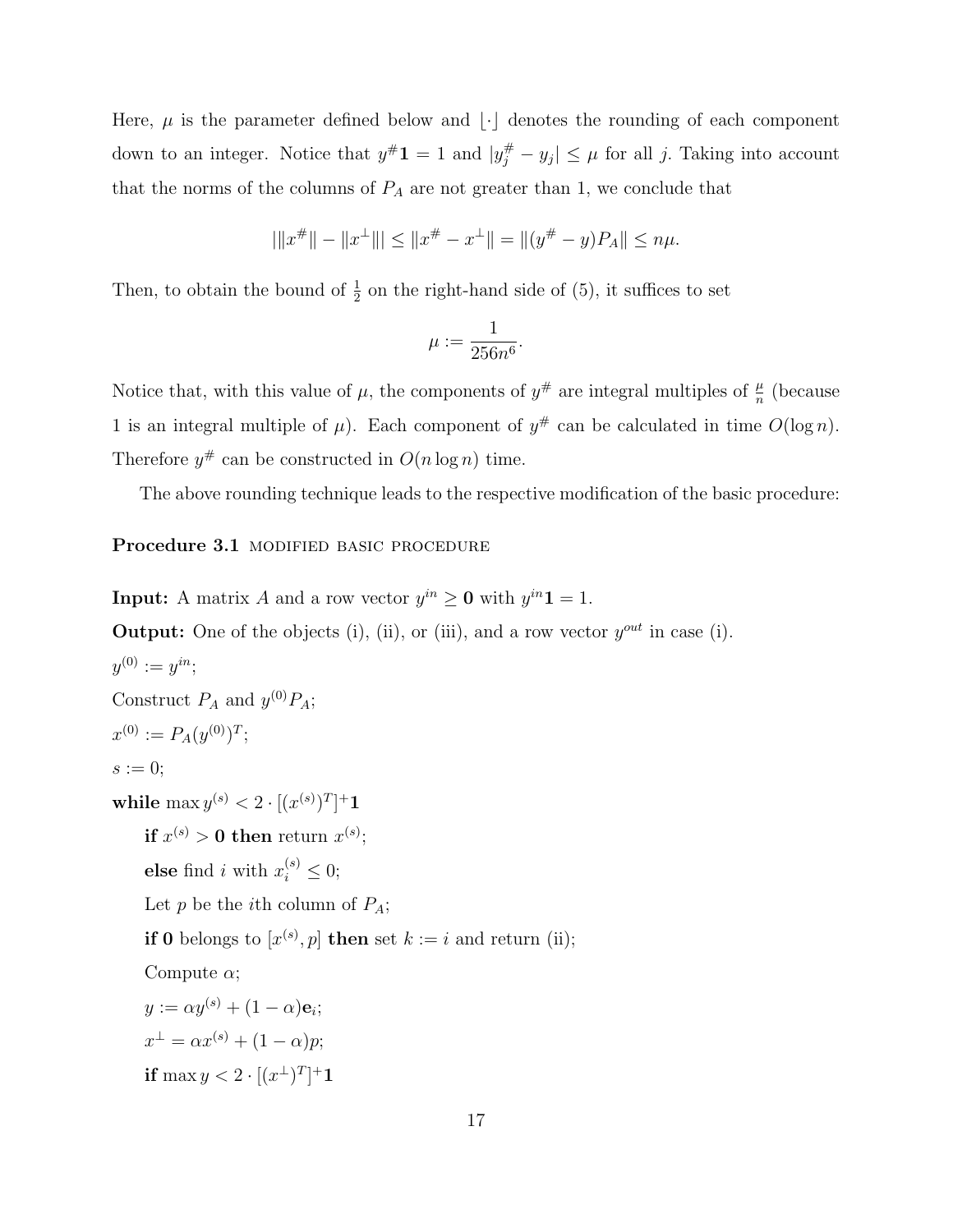Here, $\mu$ is the parameter defined below and $\lfloor \cdot \rfloor$ denotes the rounding of each component down to an integer. Notice that $y^{\#}\mathbf{1} = 1$ and $|y^{\#}_j - y_j| \leq \mu$ for all $j$. Taking into account that the norms of the columns of $P_A$ are not greater than 1, we conclude that

$$|\|x^{\#}\| - \|x^{\perp}\|| \leq \|x^{\#} - x^{\perp}\| = \|(y^{\#} - y)P_A\| \leq n\mu.$$

Then, to obtain the bound of $\frac{1}{2}$ on the right-hand side of (5), it suffices to set

$$\mu := \frac{1}{256n^6}.$$

Notice that, with this value of $\mu$, the components of $y^{\#}$ are integral multiples of $\frac{\mu}{n}$ (because 1 is an integral multiple of $\mu$). Each component of $y^{\#}$ can be calculated in time $O(\log n)$. Therefore $y^{\#}$ can be constructed in $O(n \log n)$ time.

The above rounding technique leads to the respective modification of the basic procedure:

**Procedure 3.1** MODIFIED BASIC PROCEDURE

**Input:** A matrix $A$ and a row vector $y^{in} \geq \mathbf{0}$ with $y^{in}\mathbf{1} = 1$.

**Output:** One of the objects (i), (ii), or (iii), and a row vector $y^{out}$ in case (i).

$y^{(0)} := y^{in}$;

Construct $P_A$ and $y^{(0)}P_A$;

$x^{(0)} := P_A(y^{(0)})^T$;

$s := 0$;

**while** $\max y^{(s)} < 2 \cdot [(x^{(s)})^T]^+\mathbf{1}$

&nbsp;&nbsp;&nbsp;&nbsp;**if** $x^{(s)} > \mathbf{0}$ **then** return $x^{(s)}$;

&nbsp;&nbsp;&nbsp;&nbsp;**else** find $i$ with $x^{(s)}_i \leq 0$;

&nbsp;&nbsp;&nbsp;&nbsp;Let $p$ be the $i$th column of $P_A$;

&nbsp;&nbsp;&nbsp;&nbsp;**if** $\mathbf{0}$ belongs to $[x^{(s)}, p]$ **then** set $k := i$ and return (ii);

&nbsp;&nbsp;&nbsp;&nbsp;Compute $\alpha$;

&nbsp;&nbsp;&nbsp;&nbsp;$y := \alpha y^{(s)} + (1 - \alpha)\mathbf{e}_i$;

&nbsp;&nbsp;&nbsp;&nbsp;$x^{\perp} = \alpha x^{(s)} + (1 - \alpha)p$;

&nbsp;&nbsp;&nbsp;&nbsp;**if** $\max y < 2 \cdot [(x^{\perp})^T]^+\mathbf{1}$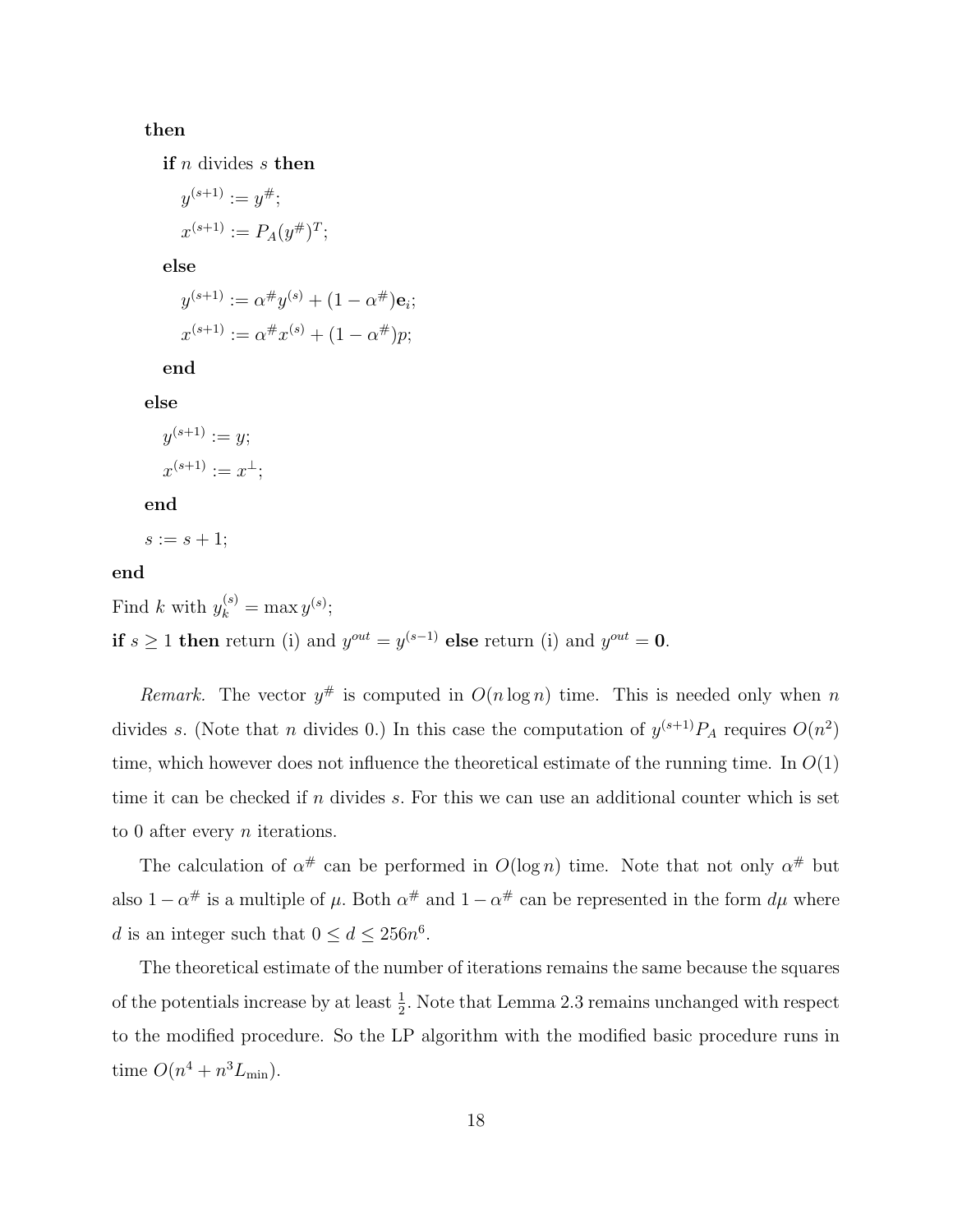**then**

  **if** $n$ divides $s$ **then**

    $y^{(s+1)} := y^{\#}$;

    $x^{(s+1)} := P_A(y^{\#})^T$;

  **else**

    $y^{(s+1)} := \alpha^{\#} y^{(s)} + (1 - \alpha^{\#})\mathbf{e}_i$;

    $x^{(s+1)} := \alpha^{\#} x^{(s)} + (1 - \alpha^{\#})p$;

  **end**

**else**

  $y^{(s+1)} := y$;

  $x^{(s+1)} := x^{\perp}$;

**end**

$s := s + 1$;

**end**

Find $k$ with $y_k^{(s)} = \max y^{(s)}$;

**if** $s \geq 1$ **then** return (i) and $y^{out} = y^{(s-1)}$ **else** return (i) and $y^{out} = \mathbf{0}$.

*Remark.* The vector $y^{\#}$ is computed in $O(n \log n)$ time. This is needed only when $n$ divides $s$. (Note that $n$ divides 0.) In this case the computation of $y^{(s+1)} P_A$ requires $O(n^2)$ time, which however does not influence the theoretical estimate of the running time. In $O(1)$ time it can be checked if $n$ divides $s$. For this we can use an additional counter which is set to 0 after every $n$ iterations.

The calculation of $\alpha^{\#}$ can be performed in $O(\log n)$ time. Note that not only $\alpha^{\#}$ but also $1 - \alpha^{\#}$ is a multiple of $\mu$. Both $\alpha^{\#}$ and $1 - \alpha^{\#}$ can be represented in the form $d\mu$ where $d$ is an integer such that $0 \leq d \leq 256n^6$.

The theoretical estimate of the number of iterations remains the same because the squares of the potentials increase by at least $\frac{1}{2}$. Note that Lemma 2.3 remains unchanged with respect to the modified procedure. So the LP algorithm with the modified basic procedure runs in time $O(n^4 + n^3 L_{\min})$.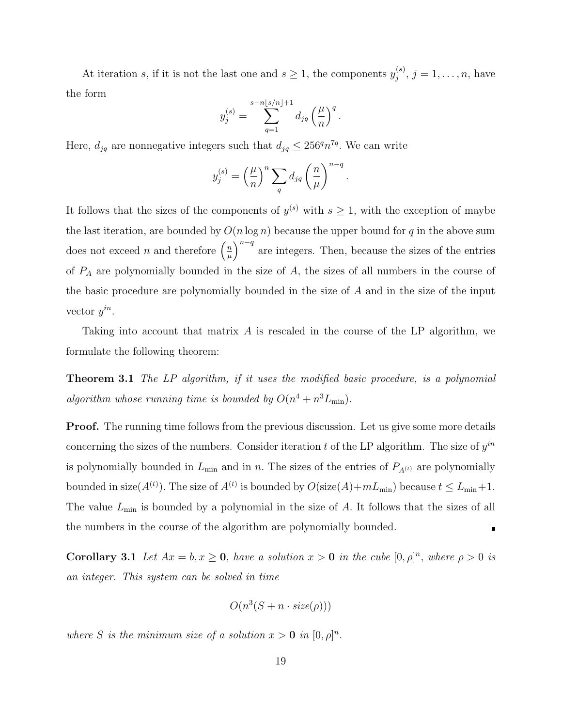At iteration $s$, if it is not the last one and $s \geq 1$, the components $y_j^{(s)}$, $j = 1, \ldots, n$, have the form

$$y_j^{(s)} = \sum_{q=1}^{s - n\lfloor s/n \rfloor + 1} d_{jq} \left( \frac{\mu}{n} \right)^q.$$

Here, $d_{jq}$ are nonnegative integers such that $d_{jq} \leq 256^q n^{7q}$. We can write

$$y_j^{(s)} = \left( \frac{\mu}{n} \right)^n \sum_q d_{jq} \left( \frac{n}{\mu} \right)^{n-q}.$$

It follows that the sizes of the components of $y^{(s)}$ with $s \geq 1$, with the exception of maybe the last iteration, are bounded by $O(n \log n)$ because the upper bound for $q$ in the above sum does not exceed $n$ and therefore $\left( \frac{n}{\mu} \right)^{n-q}$ are integers. Then, because the sizes of the entries of $P_A$ are polynomially bounded in the size of $A$, the sizes of all numbers in the course of the basic procedure are polynomially bounded in the size of $A$ and in the size of the input vector $y^{in}$.

Taking into account that matrix $A$ is rescaled in the course of the LP algorithm, we formulate the following theorem:

**Theorem 3.1** *The LP algorithm, if it uses the modified basic procedure, is a polynomial algorithm whose running time is bounded by $O(n^4 + n^3 L_{\min})$.*

**Proof.** The running time follows from the previous discussion. Let us give some more details concerning the sizes of the numbers. Consider iteration $t$ of the LP algorithm. The size of $y^{in}$ is polynomially bounded in $L_{\min}$ and in $n$. The sizes of the entries of $P_{A^{(t)}}$ are polynomially bounded in size$(A^{(t)})$. The size of $A^{(t)}$ is bounded by $O(\text{size}(A) + mL_{\min})$ because $t \leq L_{\min} + 1$. The value $L_{\min}$ is bounded by a polynomial in the size of $A$. It follows that the sizes of all the numbers in the course of the algorithm are polynomially bounded. ∎

**Corollary 3.1** *Let $Ax = b, x \geq \mathbf{0}$, have a solution $x > \mathbf{0}$ in the cube $[0, \rho]^n$, where $\rho > 0$ is an integer. This system can be solved in time*

$$O(n^3(S + n \cdot size(\rho)))$$

*where $S$ is the minimum size of a solution $x > \mathbf{0}$ in $[0, \rho]^n$.*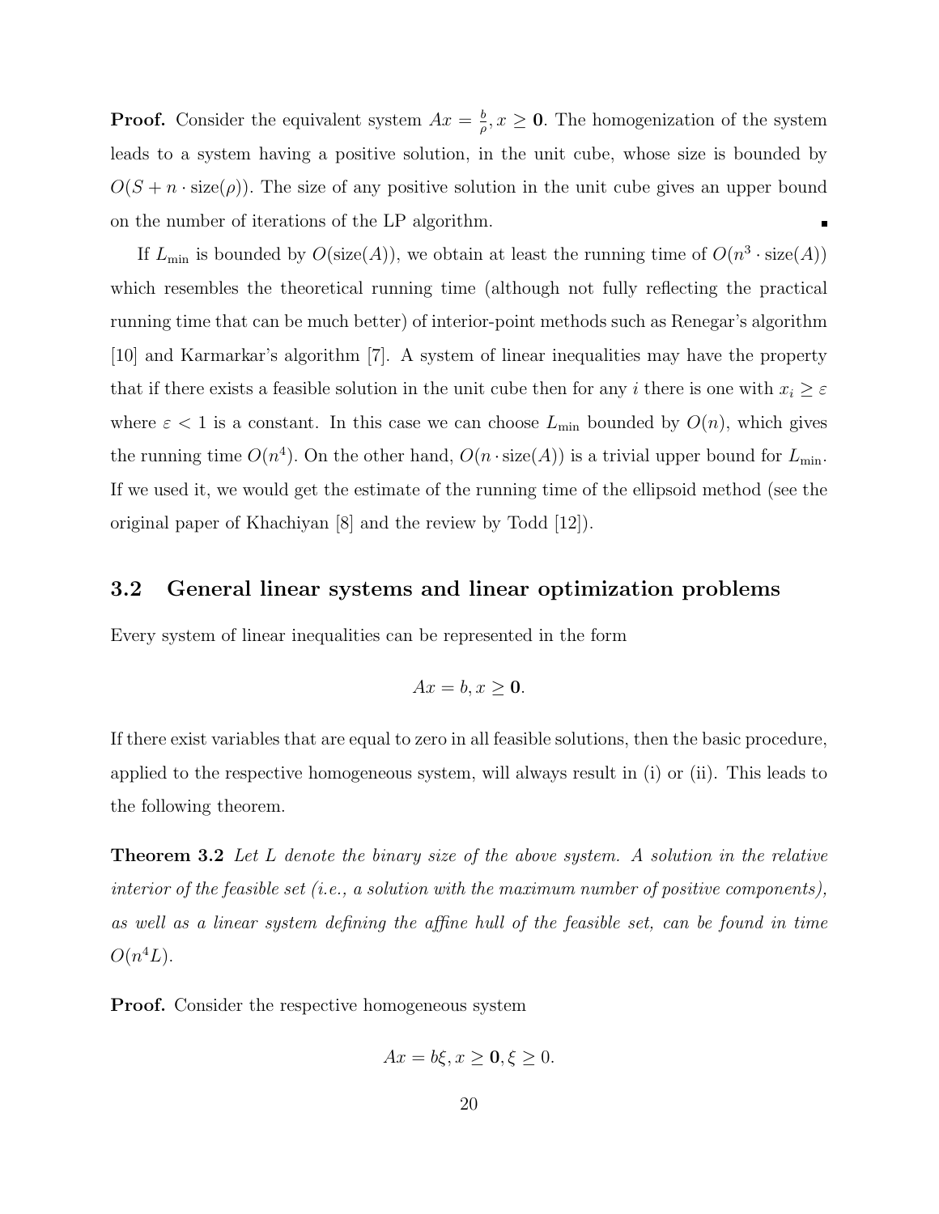**Proof.** Consider the equivalent system $Ax = \frac{b}{\rho}, x \geq \mathbf{0}$. The homogenization of the system leads to a system having a positive solution, in the unit cube, whose size is bounded by $O(S + n \cdot \text{size}(\rho))$. The size of any positive solution in the unit cube gives an upper bound on the number of iterations of the LP algorithm. ∎

If $L_{\min}$ is bounded by $O(\text{size}(A))$, we obtain at least the running time of $O(n^3 \cdot \text{size}(A))$ which resembles the theoretical running time (although not fully reflecting the practical running time that can be much better) of interior-point methods such as Renegar's algorithm [10] and Karmarkar's algorithm [7]. A system of linear inequalities may have the property that if there exists a feasible solution in the unit cube then for any $i$ there is one with $x_i \geq \varepsilon$ where $\varepsilon < 1$ is a constant. In this case we can choose $L_{\min}$ bounded by $O(n)$, which gives the running time $O(n^4)$. On the other hand, $O(n \cdot \text{size}(A))$ is a trivial upper bound for $L_{\min}$. If we used it, we would get the estimate of the running time of the ellipsoid method (see the original paper of Khachiyan [8] and the review by Todd [12]).

## 3.2 General linear systems and linear optimization problems

Every system of linear inequalities can be represented in the form

$$Ax = b, x \geq \mathbf{0}.$$

If there exist variables that are equal to zero in all feasible solutions, then the basic procedure, applied to the respective homogeneous system, will always result in (i) or (ii). This leads to the following theorem.

**Theorem 3.2** *Let $L$ denote the binary size of the above system. A solution in the relative interior of the feasible set (i.e., a solution with the maximum number of positive components), as well as a linear system defining the affine hull of the feasible set, can be found in time $O(n^4 L)$.*

**Proof.** Consider the respective homogeneous system

$$Ax = b\xi, x \geq \mathbf{0}, \xi \geq 0.$$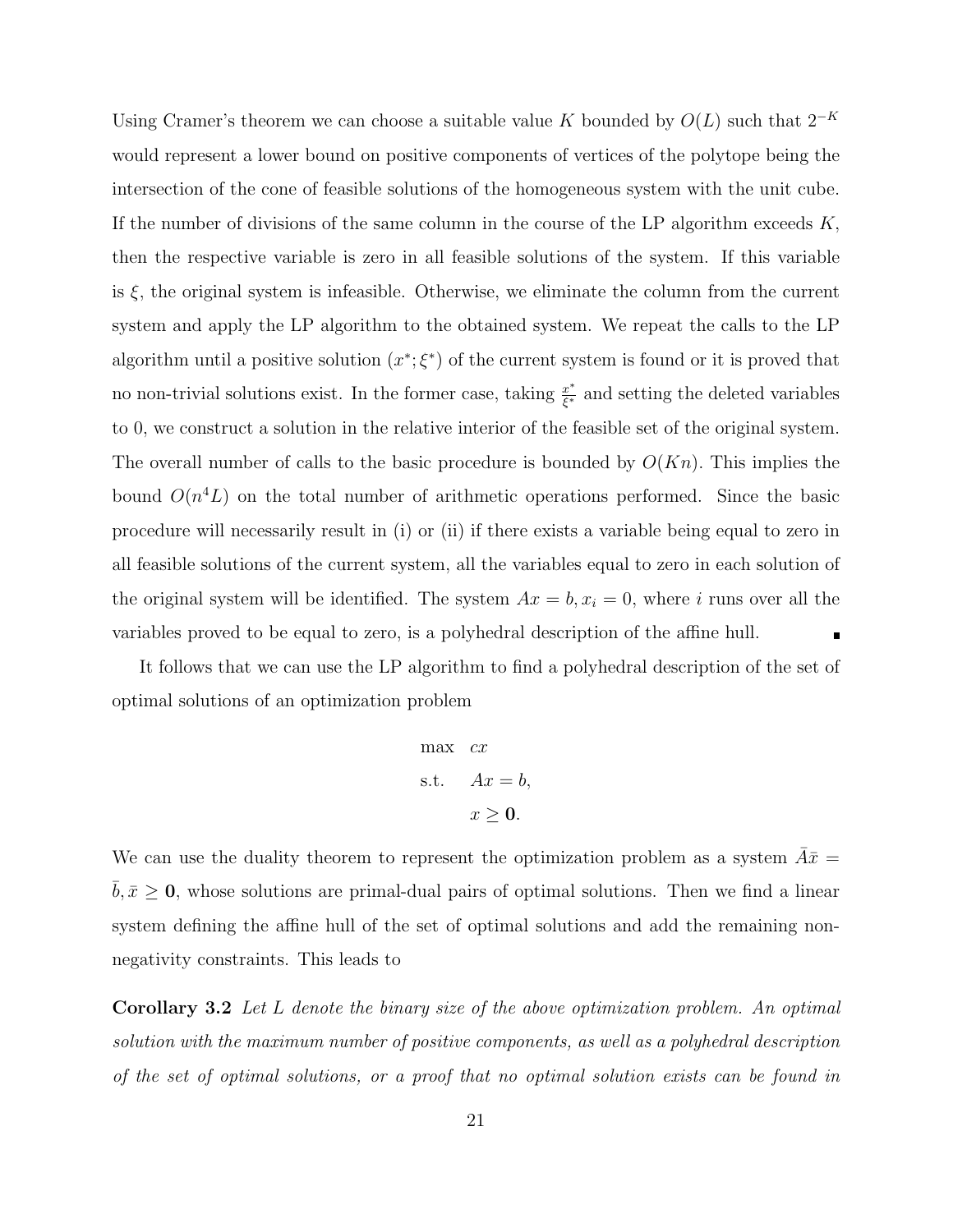Using Cramer's theorem we can choose a suitable value $K$ bounded by $O(L)$ such that $2^{-K}$ would represent a lower bound on positive components of vertices of the polytope being the intersection of the cone of feasible solutions of the homogeneous system with the unit cube. If the number of divisions of the same column in the course of the LP algorithm exceeds $K$, then the respective variable is zero in all feasible solutions of the system. If this variable is $\xi$, the original system is infeasible. Otherwise, we eliminate the column from the current system and apply the LP algorithm to the obtained system. We repeat the calls to the LP algorithm until a positive solution $(x^*; \xi^*)$ of the current system is found or it is proved that no non-trivial solutions exist. In the former case, taking $\frac{x^*}{\xi^*}$ and setting the deleted variables to 0, we construct a solution in the relative interior of the feasible set of the original system. The overall number of calls to the basic procedure is bounded by $O(Kn)$. This implies the bound $O(n^4 L)$ on the total number of arithmetic operations performed. Since the basic procedure will necessarily result in (i) or (ii) if there exists a variable being equal to zero in all feasible solutions of the current system, all the variables equal to zero in each solution of the original system will be identified. The system $Ax = b, x_i = 0$, where $i$ runs over all the variables proved to be equal to zero, is a polyhedral description of the affine hull. ∎

It follows that we can use the LP algorithm to find a polyhedral description of the set of optimal solutions of an optimization problem

$$
\begin{aligned}
\max \quad & cx \\
\text{s.t.} \quad & Ax = b, \\
& x \geq \mathbf{0}.
\end{aligned}
$$

We can use the duality theorem to represent the optimization problem as a system $\bar{A}\bar{x} = \bar{b}, \bar{x} \geq \mathbf{0}$, whose solutions are primal-dual pairs of optimal solutions. Then we find a linear system defining the affine hull of the set of optimal solutions and add the remaining non-negativity constraints. This leads to

**Corollary 3.2** *Let $L$ denote the binary size of the above optimization problem. An optimal solution with the maximum number of positive components, as well as a polyhedral description of the set of optimal solutions, or a proof that no optimal solution exists can be found in*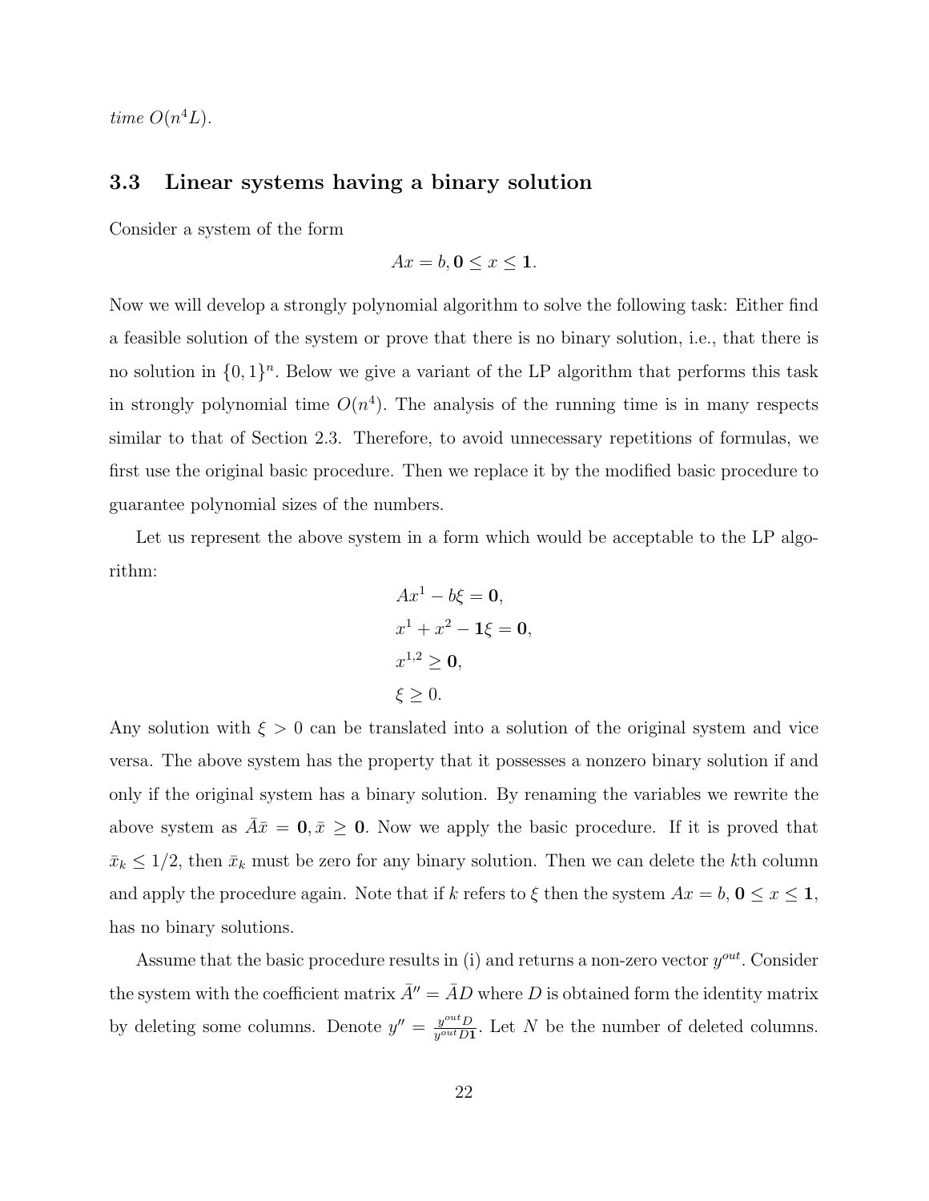*time* $O(n^4 L)$.

### 3.3 Linear systems having a binary solution

Consider a system of the form

$$Ax = b, \mathbf{0} \leq x \leq \mathbf{1}.$$

Now we will develop a strongly polynomial algorithm to solve the following task: Either find a feasible solution of the system or prove that there is no binary solution, i.e., that there is no solution in $\{0,1\}^n$. Below we give a variant of the LP algorithm that performs this task in strongly polynomial time $O(n^4)$. The analysis of the running time is in many respects similar to that of Section 2.3. Therefore, to avoid unnecessary repetitions of formulas, we first use the original basic procedure. Then we replace it by the modified basic procedure to guarantee polynomial sizes of the numbers.

Let us represent the above system in a form which would be acceptable to the LP algorithm:

$$
\begin{aligned}
&Ax^1 - b\xi = \mathbf{0},\\
&x^1 + x^2 - \mathbf{1}\xi = \mathbf{0},\\
&x^{1,2} \geq \mathbf{0},\\
&\xi \geq 0.
\end{aligned}
$$

Any solution with $\xi > 0$ can be translated into a solution of the original system and vice versa. The above system has the property that it possesses a nonzero binary solution if and only if the original system has a binary solution. By renaming the variables we rewrite the above system as $\bar{A}\bar{x} = \mathbf{0}, \bar{x} \geq \mathbf{0}$. Now we apply the basic procedure. If it is proved that $\bar{x}_k \leq 1/2$, then $\bar{x}_k$ must be zero for any binary solution. Then we can delete the $k$th column and apply the procedure again. Note that if $k$ refers to $\xi$ then the system $Ax = b, \mathbf{0} \leq x \leq \mathbf{1}$, has no binary solutions.

Assume that the basic procedure results in (i) and returns a non-zero vector $y^{out}$. Consider the system with the coefficient matrix $\bar{A}'' = \bar{A}D$ where $D$ is obtained form the identity matrix by deleting some columns. Denote $y'' = \frac{y^{out}D}{y^{out}D\mathbf{1}}$. Let $N$ be the number of deleted columns.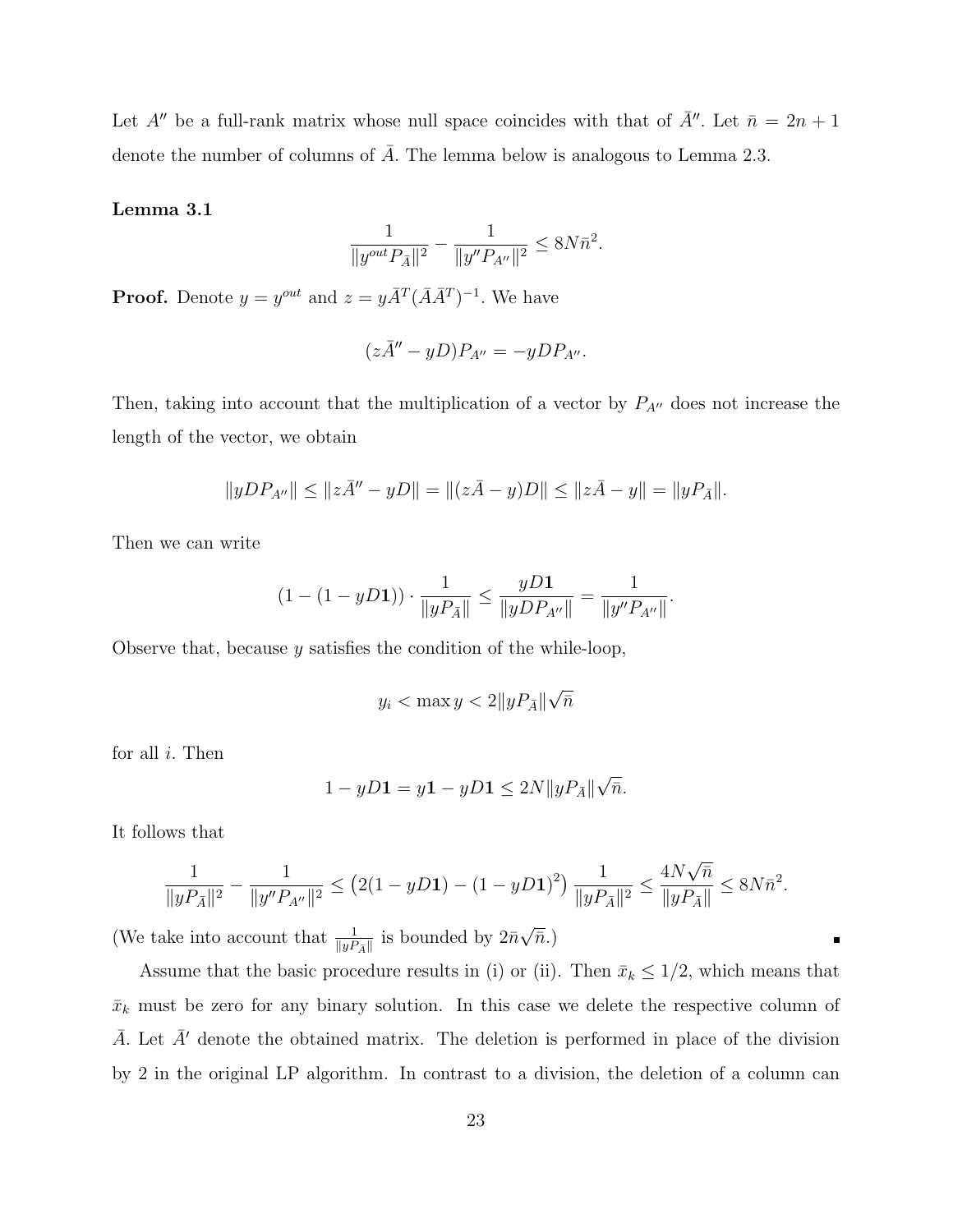Let $A''$ be a full-rank matrix whose null space coincides with that of $\bar{A}''$. Let $\bar{n} = 2n + 1$ denote the number of columns of $\bar{A}$. The lemma below is analogous to Lemma 2.3.

**Lemma 3.1**

$$\frac{1}{\|y^{out}P_{\bar{A}}\|^2} - \frac{1}{\|y''P_{A''}\|^2} \leq 8N\bar{n}^2.$$

**Proof.** Denote $y = y^{out}$ and $z = y\bar{A}^T(\bar{A}\bar{A}^T)^{-1}$. We have

$$(z\bar{A}'' - yD)P_{A''} = -yDP_{A''}.$$

Then, taking into account that the multiplication of a vector by $P_{A''}$ does not increase the length of the vector, we obtain

$$\|yDP_{A''}\| \leq \|z\bar{A}'' - yD\| = \|(z\bar{A} - y)D\| \leq \|z\bar{A} - y\| = \|yP_{\bar{A}}\|.$$

Then we can write

$$(1 - (1 - yD\mathbf{1})) \cdot \frac{1}{\|yP_{\bar{A}}\|} \leq \frac{yD\mathbf{1}}{\|yDP_{A''}\|} = \frac{1}{\|y''P_{A''}\|}.$$

Observe that, because $y$ satisfies the condition of the while-loop,

$$y_i < \max y < 2\|yP_{\bar{A}}\|\sqrt{\bar{n}}$$

for all $i$. Then

$$1 - yD\mathbf{1} = y\mathbf{1} - yD\mathbf{1} \leq 2N\|yP_{\bar{A}}\|\sqrt{\bar{n}}.$$

It follows that

$$\frac{1}{\|yP_{\bar{A}}\|^2} - \frac{1}{\|y''P_{A''}\|^2} \leq \left(2(1 - yD\mathbf{1}) - (1 - yD\mathbf{1})^2\right)\frac{1}{\|yP_{\bar{A}}\|^2} \leq \frac{4N\sqrt{\bar{n}}}{\|yP_{\bar{A}}\|} \leq 8N\bar{n}^2.$$

(We take into account that $\frac{1}{\|yP_{\bar{A}}\|}$ is bounded by $2\bar{n}\sqrt{\bar{n}}$.) ∎

Assume that the basic procedure results in (i) or (ii). Then $\bar{x}_k \leq 1/2$, which means that $\bar{x}_k$ must be zero for any binary solution. In this case we delete the respective column of $\bar{A}$. Let $\bar{A}'$ denote the obtained matrix. The deletion is performed in place of the division by 2 in the original LP algorithm. In contrast to a division, the deletion of a column can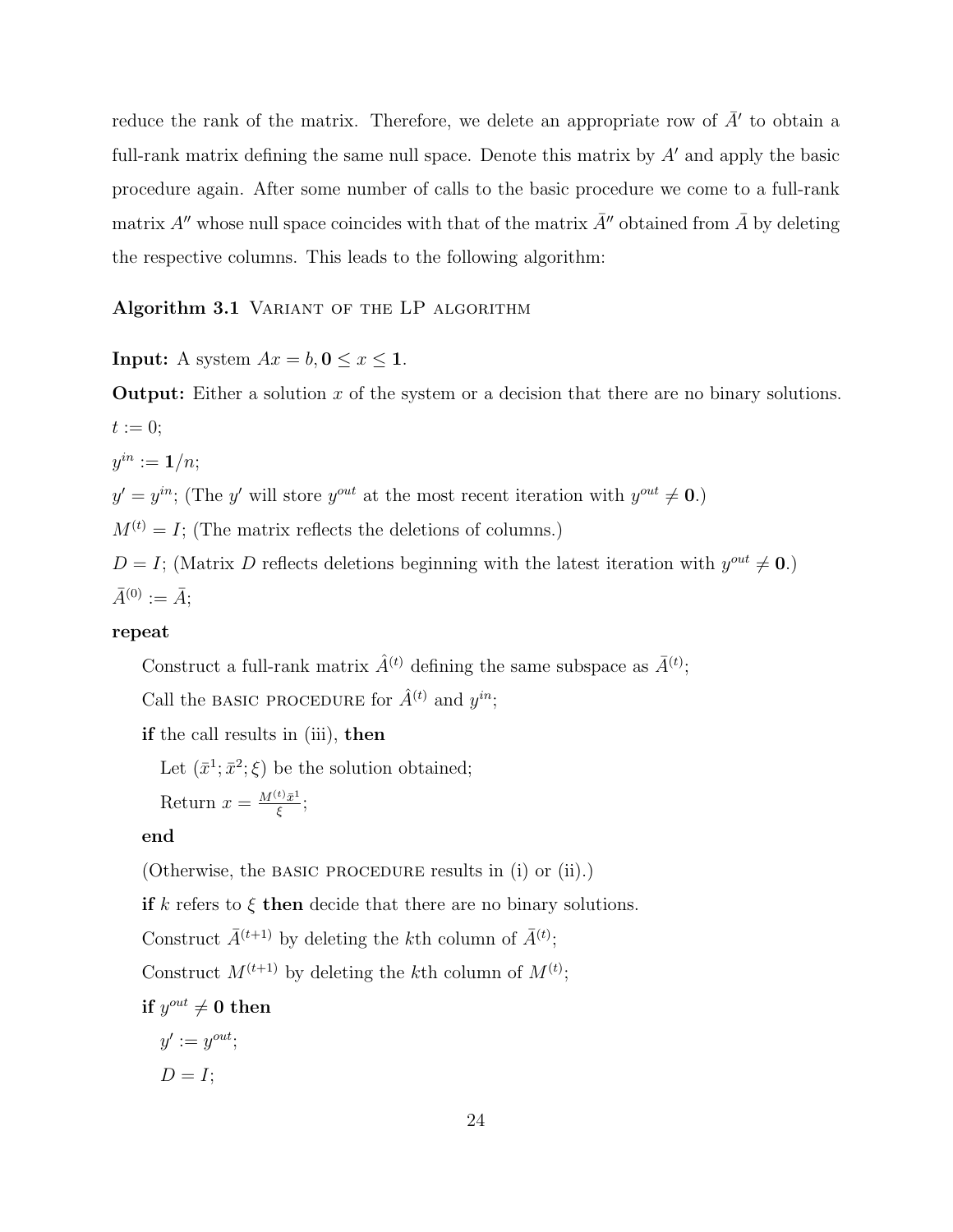reduce the rank of the matrix. Therefore, we delete an appropriate row of $\bar{A}'$ to obtain a full-rank matrix defining the same null space. Denote this matrix by $A'$ and apply the basic procedure again. After some number of calls to the basic procedure we come to a full-rank matrix $A''$ whose null space coincides with that of the matrix $\bar{A}''$ obtained from $\bar{A}$ by deleting the respective columns. This leads to the following algorithm:

**Algorithm 3.1** Variant of the LP algorithm

**Input:** A system $Ax = b, \mathbf{0} \le x \le \mathbf{1}$.

**Output:** Either a solution $x$ of the system or a decision that there are no binary solutions.

$t := 0$;

$y^{in} := \mathbf{1}/n$;

$y' = y^{in}$; (The $y'$ will store $y^{out}$ at the most recent iteration with $y^{out} \neq \mathbf{0}$.)

$M^{(t)} = I$; (The matrix reflects the deletions of columns.)

$D = I$; (Matrix $D$ reflects deletions beginning with the latest iteration with $y^{out} \neq \mathbf{0}$.)

$\bar{A}^{(0)} := \bar{A}$;

**repeat**

  Construct a full-rank matrix $\hat{A}^{(t)}$ defining the same subspace as $\bar{A}^{(t)}$;

  Call the basic procedure for $\hat{A}^{(t)}$ and $y^{in}$;

  **if** the call results in (iii), **then**

    Let $(\bar{x}^1; \bar{x}^2; \xi)$ be the solution obtained;

    Return $x = \frac{M^{(t)}\bar{x}^1}{\xi}$;

  **end**

  (Otherwise, the basic procedure results in (i) or (ii).)

  **if** $k$ refers to $\xi$ **then** decide that there are no binary solutions.

  Construct $\bar{A}^{(t+1)}$ by deleting the $k$th column of $\bar{A}^{(t)}$;

  Construct $M^{(t+1)}$ by deleting the $k$th column of $M^{(t)}$;

  **if** $y^{out} \neq \mathbf{0}$ **then**

    $y' := y^{out}$;

    $D = I$;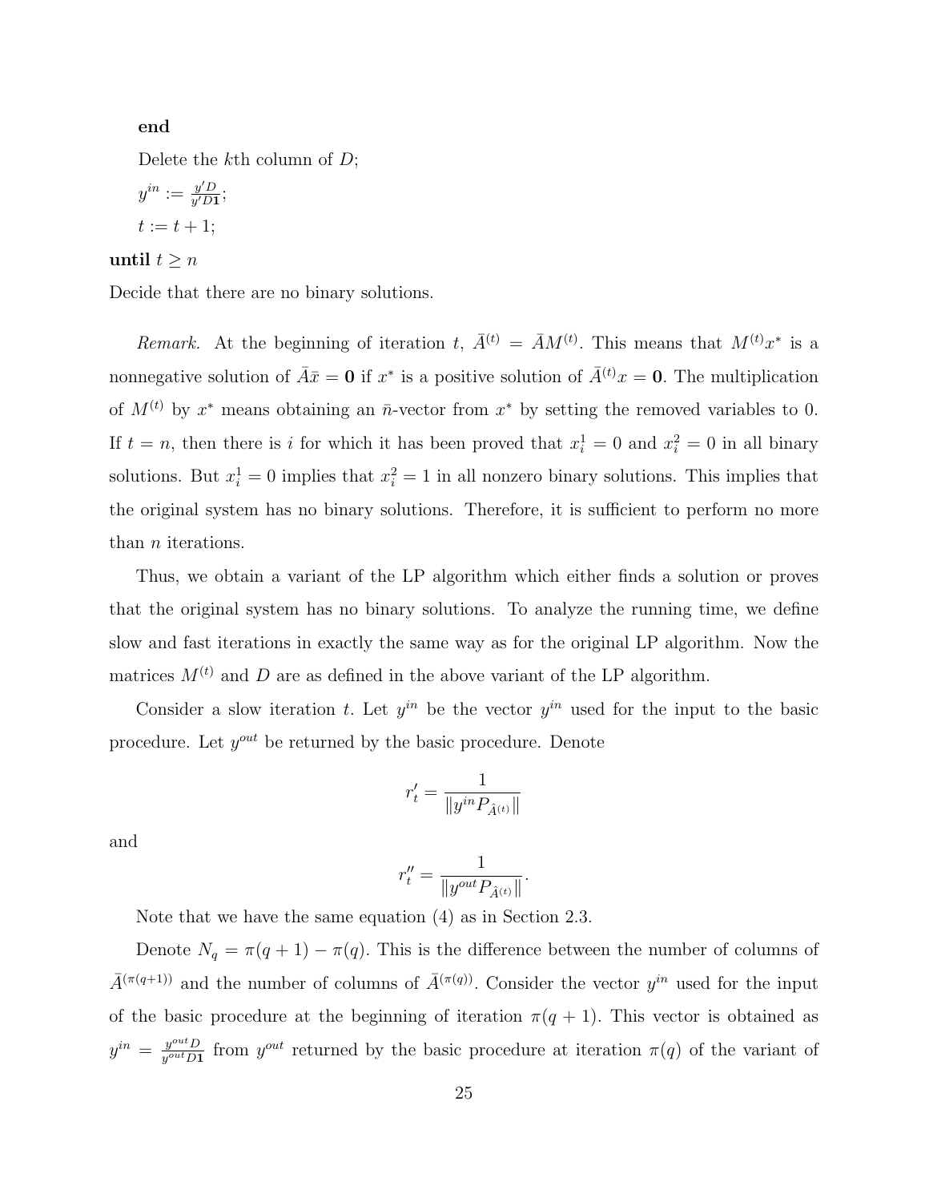**end**

Delete the $k$th column of $D$;

$y^{in} := \frac{y'D}{y'D\mathbf{1}}$;

$t := t + 1$;

**until** $t \geq n$

Decide that there are no binary solutions.

*Remark.* At the beginning of iteration $t$, $\bar{A}^{(t)} = \bar{A}M^{(t)}$. This means that $M^{(t)}x^*$ is a nonnegative solution of $\bar{A}\bar{x} = \mathbf{0}$ if $x^*$ is a positive solution of $\bar{A}^{(t)}x = \mathbf{0}$. The multiplication of $M^{(t)}$ by $x^*$ means obtaining an $\bar{n}$-vector from $x^*$ by setting the removed variables to 0. If $t = n$, then there is $i$ for which it has been proved that $x_i^1 = 0$ and $x_i^2 = 0$ in all binary solutions. But $x_i^1 = 0$ implies that $x_i^2 = 1$ in all nonzero binary solutions. This implies that the original system has no binary solutions. Therefore, it is sufficient to perform no more than $n$ iterations.

Thus, we obtain a variant of the LP algorithm which either finds a solution or proves that the original system has no binary solutions. To analyze the running time, we define slow and fast iterations in exactly the same way as for the original LP algorithm. Now the matrices $M^{(t)}$ and $D$ are as defined in the above variant of the LP algorithm.

Consider a slow iteration $t$. Let $y^{in}$ be the vector $y^{in}$ used for the input to the basic procedure. Let $y^{out}$ be returned by the basic procedure. Denote

$$r'_t = \frac{1}{\|y^{in}P_{\hat{A}^{(t)}}\|}$$

and

$$r''_t = \frac{1}{\|y^{out}P_{\hat{A}^{(t)}}\|}.$$

Note that we have the same equation (4) as in Section 2.3.

Denote $N_q = \pi(q+1) - \pi(q)$. This is the difference between the number of columns of $\bar{A}^{(\pi(q+1))}$ and the number of columns of $\bar{A}^{(\pi(q))}$. Consider the vector $y^{in}$ used for the input of the basic procedure at the beginning of iteration $\pi(q+1)$. This vector is obtained as $y^{in} = \frac{y^{out}D}{y^{out}D\mathbf{1}}$ from $y^{out}$ returned by the basic procedure at iteration $\pi(q)$ of the variant of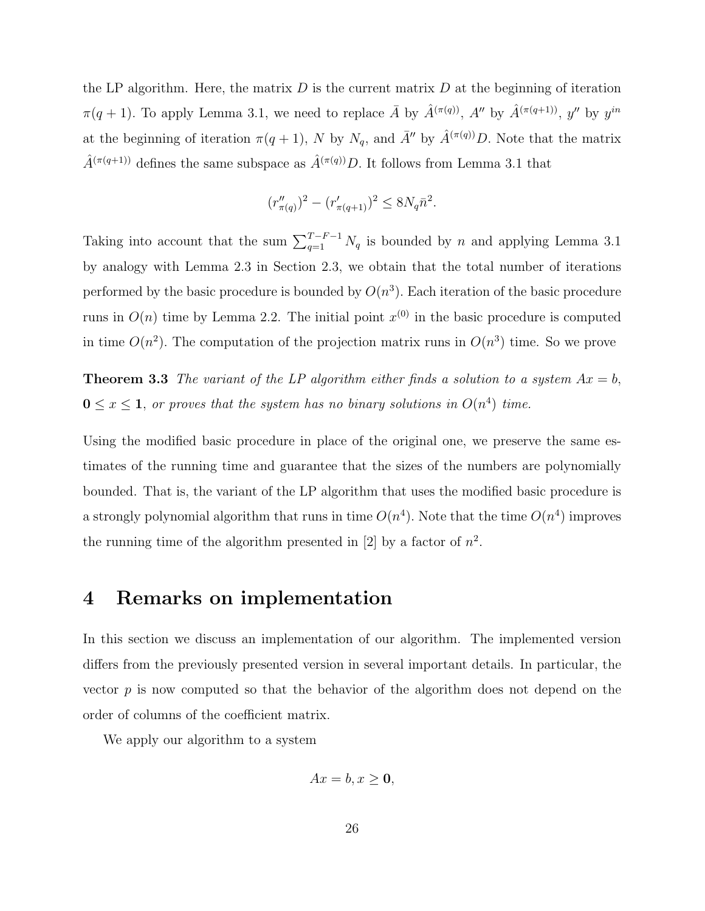the LP algorithm. Here, the matrix $D$ is the current matrix $D$ at the beginning of iteration $\pi(q+1)$. To apply Lemma 3.1, we need to replace $\bar{A}$ by $\hat{A}^{(\pi(q))}$, $A''$ by $\hat{A}^{(\pi(q+1))}$, $y''$ by $y^{in}$ at the beginning of iteration $\pi(q+1)$, $N$ by $N_q$, and $\bar{A}''$ by $\hat{A}^{(\pi(q))}D$. Note that the matrix $\hat{A}^{(\pi(q+1))}$ defines the same subspace as $\hat{A}^{(\pi(q))}D$. It follows from Lemma 3.1 that

$$(r''_{\pi(q)})^2 - (r'_{\pi(q+1)})^2 \leq 8N_q\bar{n}^2.$$

Taking into account that the sum $\sum_{q=1}^{T-F-1} N_q$ is bounded by $n$ and applying Lemma 3.1 by analogy with Lemma 2.3 in Section 2.3, we obtain that the total number of iterations performed by the basic procedure is bounded by $O(n^3)$. Each iteration of the basic procedure runs in $O(n)$ time by Lemma 2.2. The initial point $x^{(0)}$ in the basic procedure is computed in time $O(n^2)$. The computation of the projection matrix runs in $O(n^3)$ time. So we prove

**Theorem 3.3** *The variant of the LP algorithm either finds a solution to a system $Ax = b$, $\mathbf{0} \leq x \leq \mathbf{1}$, or proves that the system has no binary solutions in $O(n^4)$ time.*

Using the modified basic procedure in place of the original one, we preserve the same estimates of the running time and guarantee that the sizes of the numbers are polynomially bounded. That is, the variant of the LP algorithm that uses the modified basic procedure is a strongly polynomial algorithm that runs in time $O(n^4)$. Note that the time $O(n^4)$ improves the running time of the algorithm presented in [2] by a factor of $n^2$.

# 4 Remarks on implementation

In this section we discuss an implementation of our algorithm. The implemented version differs from the previously presented version in several important details. In particular, the vector $p$ is now computed so that the behavior of the algorithm does not depend on the order of columns of the coefficient matrix.

We apply our algorithm to a system

$$Ax = b, x \geq \mathbf{0},$$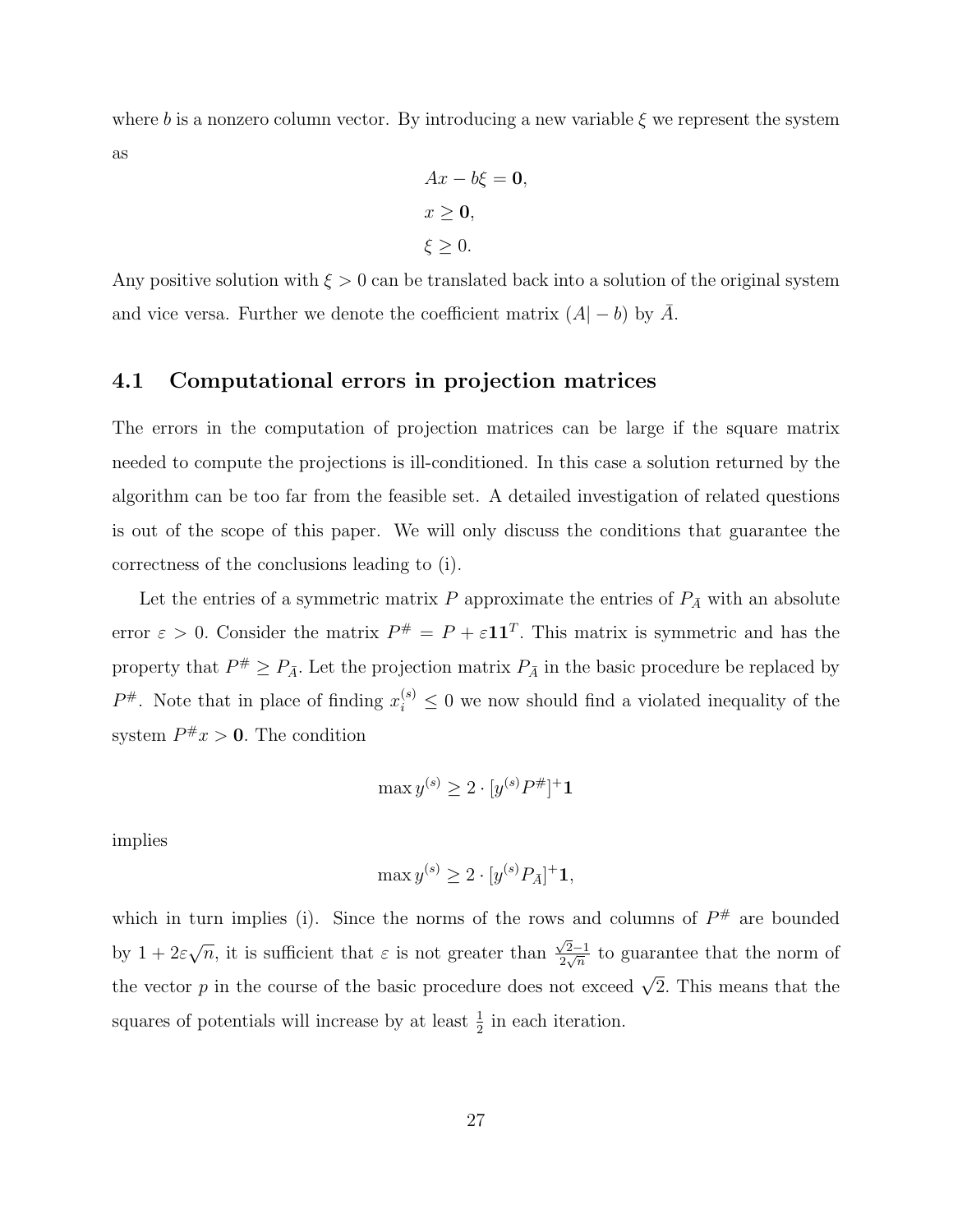where $b$ is a nonzero column vector. By introducing a new variable $\xi$ we represent the system as

$$
\begin{aligned}
&Ax - b\xi = \mathbf{0}, \\
&x \geq \mathbf{0}, \\
&\xi \geq 0.
\end{aligned}
$$

Any positive solution with $\xi > 0$ can be translated back into a solution of the original system and vice versa. Further we denote the coefficient matrix $(A| - b)$ by $\bar{A}$.

## 4.1 Computational errors in projection matrices

The errors in the computation of projection matrices can be large if the square matrix needed to compute the projections is ill-conditioned. In this case a solution returned by the algorithm can be too far from the feasible set. A detailed investigation of related questions is out of the scope of this paper. We will only discuss the conditions that guarantee the correctness of the conclusions leading to (i).

Let the entries of a symmetric matrix $P$ approximate the entries of $P_{\bar{A}}$ with an absolute error $\varepsilon > 0$. Consider the matrix $P^{\#} = P + \varepsilon \mathbf{1}\mathbf{1}^T$. This matrix is symmetric and has the property that $P^{\#} \geq P_{\bar{A}}$. Let the projection matrix $P_{\bar{A}}$ in the basic procedure be replaced by $P^{\#}$. Note that in place of finding $x_i^{(s)} \leq 0$ we now should find a violated inequality of the system $P^{\#}x > \mathbf{0}$. The condition

$$
\max y^{(s)} \geq 2 \cdot [y^{(s)} P^{\#}]^{+} \mathbf{1}
$$

implies

$$
\max y^{(s)} \geq 2 \cdot [y^{(s)} P_{\bar{A}}]^{+} \mathbf{1},
$$

which in turn implies (i). Since the norms of the rows and columns of $P^{\#}$ are bounded by $1 + 2\varepsilon\sqrt{n}$, it is sufficient that $\varepsilon$ is not greater than $\frac{\sqrt{2}-1}{2\sqrt{n}}$ to guarantee that the norm of the vector $p$ in the course of the basic procedure does not exceed $\sqrt{2}$. This means that the squares of potentials will increase by at least $\frac{1}{2}$ in each iteration.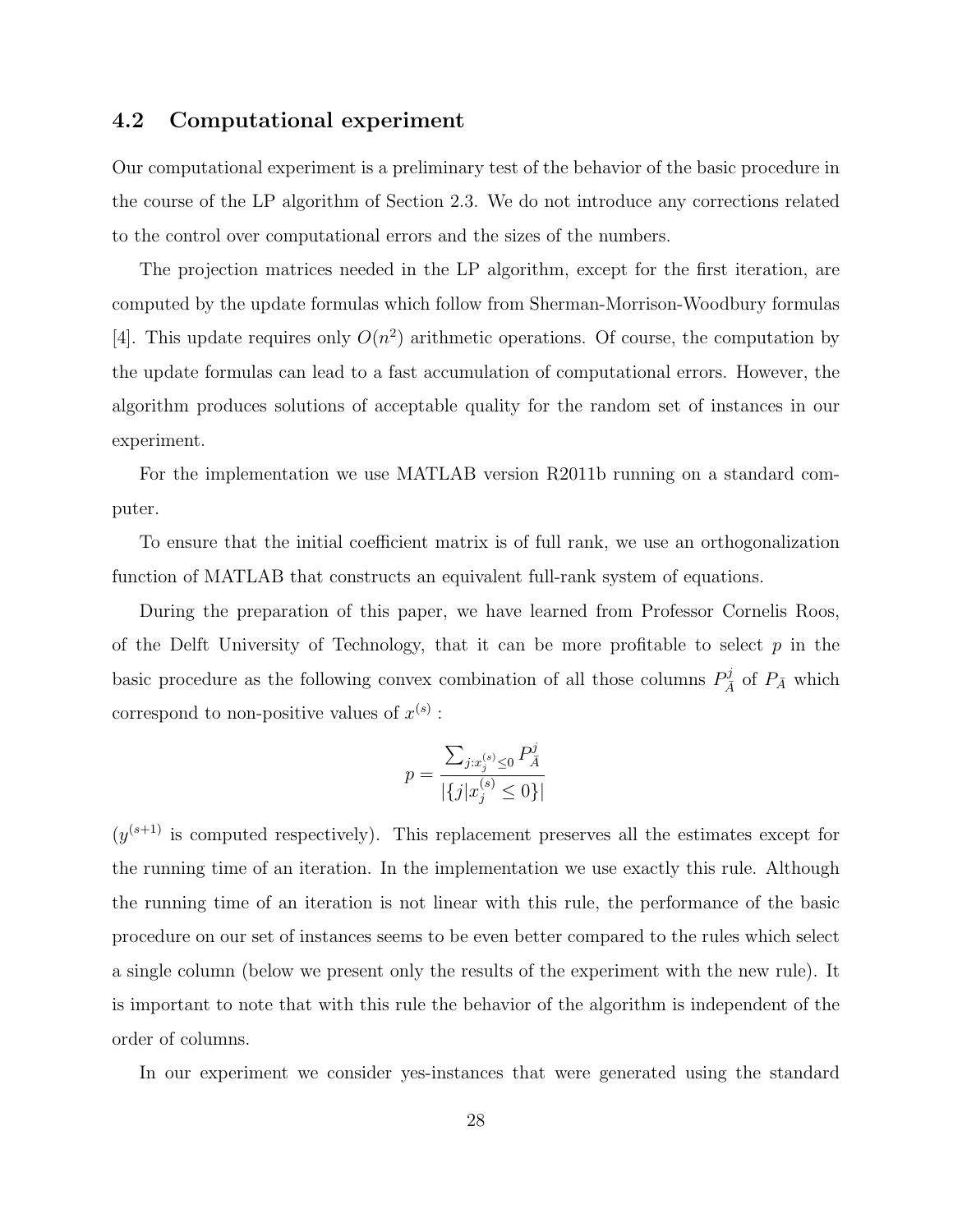### 4.2 Computational experiment

Our computational experiment is a preliminary test of the behavior of the basic procedure in the course of the LP algorithm of Section 2.3. We do not introduce any corrections related to the control over computational errors and the sizes of the numbers.

The projection matrices needed in the LP algorithm, except for the first iteration, are computed by the update formulas which follow from Sherman-Morrison-Woodbury formulas [4]. This update requires only $O(n^2)$ arithmetic operations. Of course, the computation by the update formulas can lead to a fast accumulation of computational errors. However, the algorithm produces solutions of acceptable quality for the random set of instances in our experiment.

For the implementation we use MATLAB version R2011b running on a standard computer.

To ensure that the initial coefficient matrix is of full rank, we use an orthogonalization function of MATLAB that constructs an equivalent full-rank system of equations.

During the preparation of this paper, we have learned from Professor Cornelis Roos, of the Delft University of Technology, that it can be more profitable to select $p$ in the basic procedure as the following convex combination of all those columns $P_{\bar{A}}^j$ of $P_{\bar{A}}$ which correspond to non-positive values of $x^{(s)}$ :

$$p = \frac{\sum_{j:x_j^{(s)} \leq 0} P_{\bar{A}}^j}{|\{j|x_j^{(s)} \leq 0\}|}$$

($y^{(s+1)}$ is computed respectively). This replacement preserves all the estimates except for the running time of an iteration. In the implementation we use exactly this rule. Although the running time of an iteration is not linear with this rule, the performance of the basic procedure on our set of instances seems to be even better compared to the rules which select a single column (below we present only the results of the experiment with the new rule). It is important to note that with this rule the behavior of the algorithm is independent of the order of columns.

In our experiment we consider yes-instances that were generated using the standard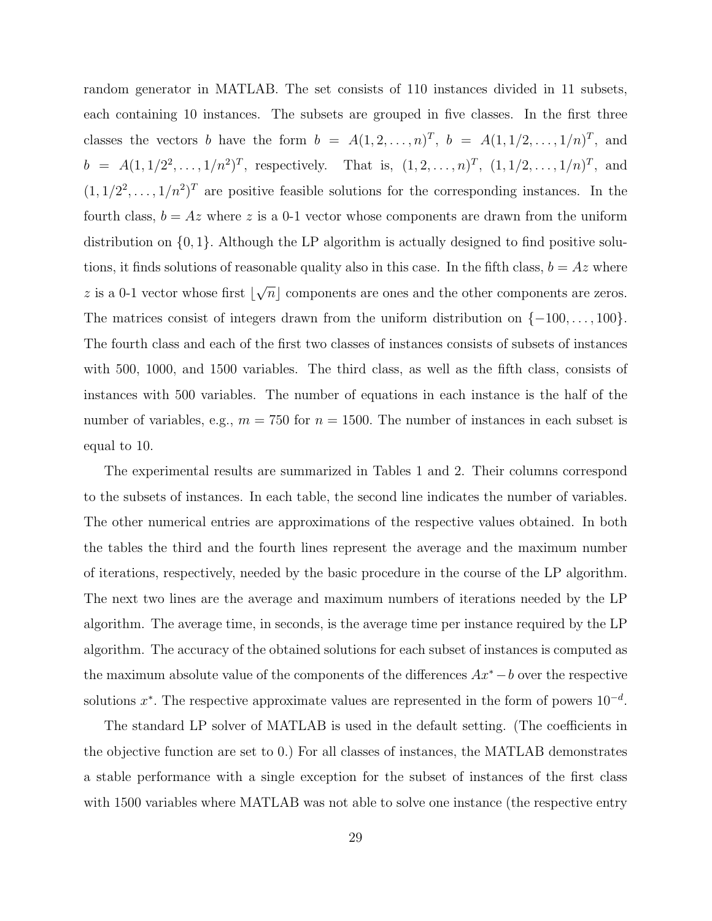random generator in MATLAB. The set consists of 110 instances divided in 11 subsets, each containing 10 instances. The subsets are grouped in five classes. In the first three classes the vectors $b$ have the form $b = A(1, 2, \ldots, n)^T$, $b = A(1, 1/2, \ldots, 1/n)^T$, and $b = A(1, 1/2^2, \ldots, 1/n^2)^T$, respectively. That is, $(1, 2, \ldots, n)^T$, $(1, 1/2, \ldots, 1/n)^T$, and $(1, 1/2^2, \ldots, 1/n^2)^T$ are positive feasible solutions for the corresponding instances. In the fourth class, $b = Az$ where $z$ is a 0-1 vector whose components are drawn from the uniform distribution on $\{0, 1\}$. Although the LP algorithm is actually designed to find positive solutions, it finds solutions of reasonable quality also in this case. In the fifth class, $b = Az$ where $z$ is a 0-1 vector whose first $\lfloor \sqrt{n} \rfloor$ components are ones and the other components are zeros. The matrices consist of integers drawn from the uniform distribution on $\{-100, \ldots, 100\}$. The fourth class and each of the first two classes of instances consists of subsets of instances with 500, 1000, and 1500 variables. The third class, as well as the fifth class, consists of instances with 500 variables. The number of equations in each instance is the half of the number of variables, e.g., $m = 750$ for $n = 1500$. The number of instances in each subset is equal to 10.

The experimental results are summarized in Tables 1 and 2. Their columns correspond to the subsets of instances. In each table, the second line indicates the number of variables. The other numerical entries are approximations of the respective values obtained. In both the tables the third and the fourth lines represent the average and the maximum number of iterations, respectively, needed by the basic procedure in the course of the LP algorithm. The next two lines are the average and maximum numbers of iterations needed by the LP algorithm. The average time, in seconds, is the average time per instance required by the LP algorithm. The accuracy of the obtained solutions for each subset of instances is computed as the maximum absolute value of the components of the differences $Ax^* - b$ over the respective solutions $x^*$. The respective approximate values are represented in the form of powers $10^{-d}$.

The standard LP solver of MATLAB is used in the default setting. (The coefficients in the objective function are set to 0.) For all classes of instances, the MATLAB demonstrates a stable performance with a single exception for the subset of instances of the first class with 1500 variables where MATLAB was not able to solve one instance (the respective entry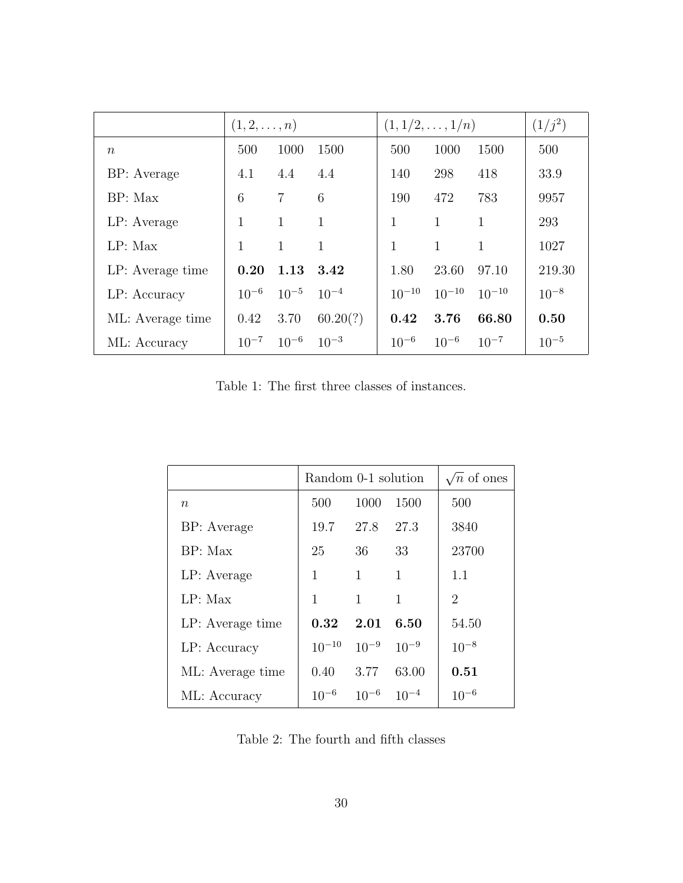| | $(1, 2, \ldots, n)$ | | | $(1, 1/2, \ldots, 1/n)$ | | | $(1/j^2)$ |
|---|---|---|---|---|---|---|---|
| $n$ | 500 | 1000 | 1500 | 500 | 1000 | 1500 | 500 |
| BP: Average | 4.1 | 4.4 | 4.4 | 140 | 298 | 418 | 33.9 |
| BP: Max | 6 | 7 | 6 | 190 | 472 | 783 | 9957 |
| LP: Average | 1 | 1 | 1 | 1 | 1 | 1 | 293 |
| LP: Max | 1 | 1 | 1 | 1 | 1 | 1 | 1027 |
| LP: Average time | **0.20** | **1.13** | **3.42** | 1.80 | 23.60 | 97.10 | 219.30 |
| LP: Accuracy | $10^{-6}$ | $10^{-5}$ | $10^{-4}$ | $10^{-10}$ | $10^{-10}$ | $10^{-10}$ | $10^{-8}$ |
| ML: Average time | 0.42 | 3.70 | 60.20(?) | **0.42** | **3.76** | **66.80** | **0.50** |
| ML: Accuracy | $10^{-7}$ | $10^{-6}$ | $10^{-3}$ | $10^{-6}$ | $10^{-6}$ | $10^{-7}$ | $10^{-5}$ |

Table 1: The first three classes of instances.

| | Random 0-1 solution | | | $\sqrt{n}$ of ones |
|---|---|---|---|---|
| $n$ | 500 | 1000 | 1500 | 500 |
| BP: Average | 19.7 | 27.8 | 27.3 | 3840 |
| BP: Max | 25 | 36 | 33 | 23700 |
| LP: Average | 1 | 1 | 1 | 1.1 |
| LP: Max | 1 | 1 | 1 | 2 |
| LP: Average time | **0.32** | **2.01** | **6.50** | 54.50 |
| LP: Accuracy | $10^{-10}$ | $10^{-9}$ | $10^{-9}$ | $10^{-8}$ |
| ML: Average time | 0.40 | 3.77 | 63.00 | **0.51** |
| ML: Accuracy | $10^{-6}$ | $10^{-6}$ | $10^{-4}$ | $10^{-6}$ |

Table 2: The fourth and fifth classes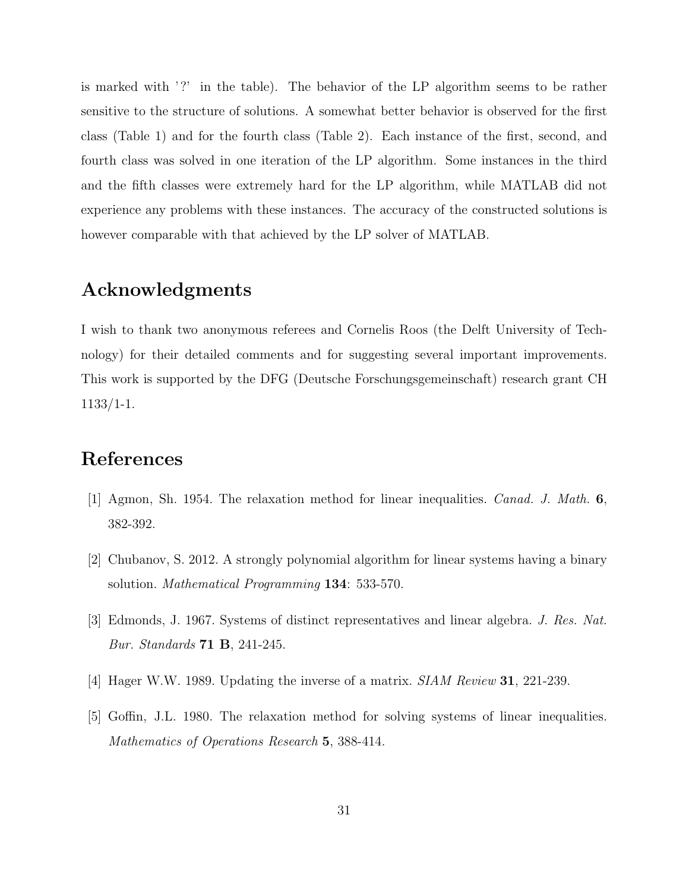is marked with '?' in the table). The behavior of the LP algorithm seems to be rather sensitive to the structure of solutions. A somewhat better behavior is observed for the first class (Table 1) and for the fourth class (Table 2). Each instance of the first, second, and fourth class was solved in one iteration of the LP algorithm. Some instances in the third and the fifth classes were extremely hard for the LP algorithm, while MATLAB did not experience any problems with these instances. The accuracy of the constructed solutions is however comparable with that achieved by the LP solver of MATLAB.

## Acknowledgments

I wish to thank two anonymous referees and Cornelis Roos (the Delft University of Technology) for their detailed comments and for suggesting several important improvements. This work is supported by the DFG (Deutsche Forschungsgemeinschaft) research grant CH 1133/1-1.

## References

[1] Agmon, Sh. 1954. The relaxation method for linear inequalities. *Canad. J. Math.* **6**, 382-392.

[2] Chubanov, S. 2012. A strongly polynomial algorithm for linear systems having a binary solution. *Mathematical Programming* **134**: 533-570.

[3] Edmonds, J. 1967. Systems of distinct representatives and linear algebra. *J. Res. Nat. Bur. Standards* **71 B**, 241-245.

[4] Hager W.W. 1989. Updating the inverse of a matrix. *SIAM Review* **31**, 221-239.

[5] Goffin, J.L. 1980. The relaxation method for solving systems of linear inequalities. *Mathematics of Operations Research* **5**, 388-414.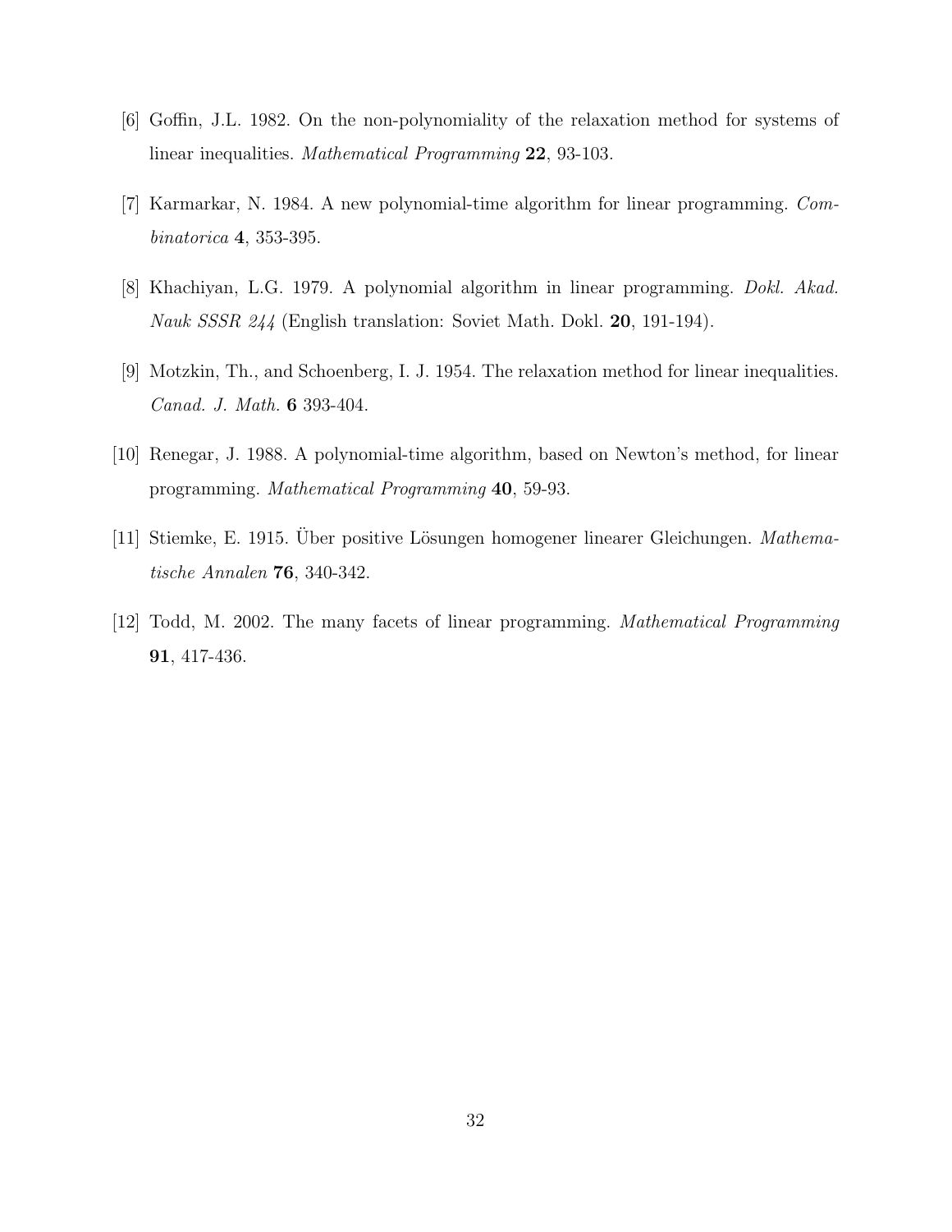[6] Goffin, J.L. 1982. On the non-polynomiality of the relaxation method for systems of linear inequalities. *Mathematical Programming* **22**, 93-103.

[7] Karmarkar, N. 1984. A new polynomial-time algorithm for linear programming. *Combinatorica* **4**, 353-395.

[8] Khachiyan, L.G. 1979. A polynomial algorithm in linear programming. *Dokl. Akad. Nauk SSSR 244* (English translation: Soviet Math. Dokl. **20**, 191-194).

[9] Motzkin, Th., and Schoenberg, I. J. 1954. The relaxation method for linear inequalities. *Canad. J. Math.* **6** 393-404.

[10] Renegar, J. 1988. A polynomial-time algorithm, based on Newton's method, for linear programming. *Mathematical Programming* **40**, 59-93.

[11] Stiemke, E. 1915. Über positive Lösungen homogener linearer Gleichungen. *Mathematische Annalen* **76**, 340-342.

[12] Todd, M. 2002. The many facets of linear programming. *Mathematical Programming* **91**, 417-436.